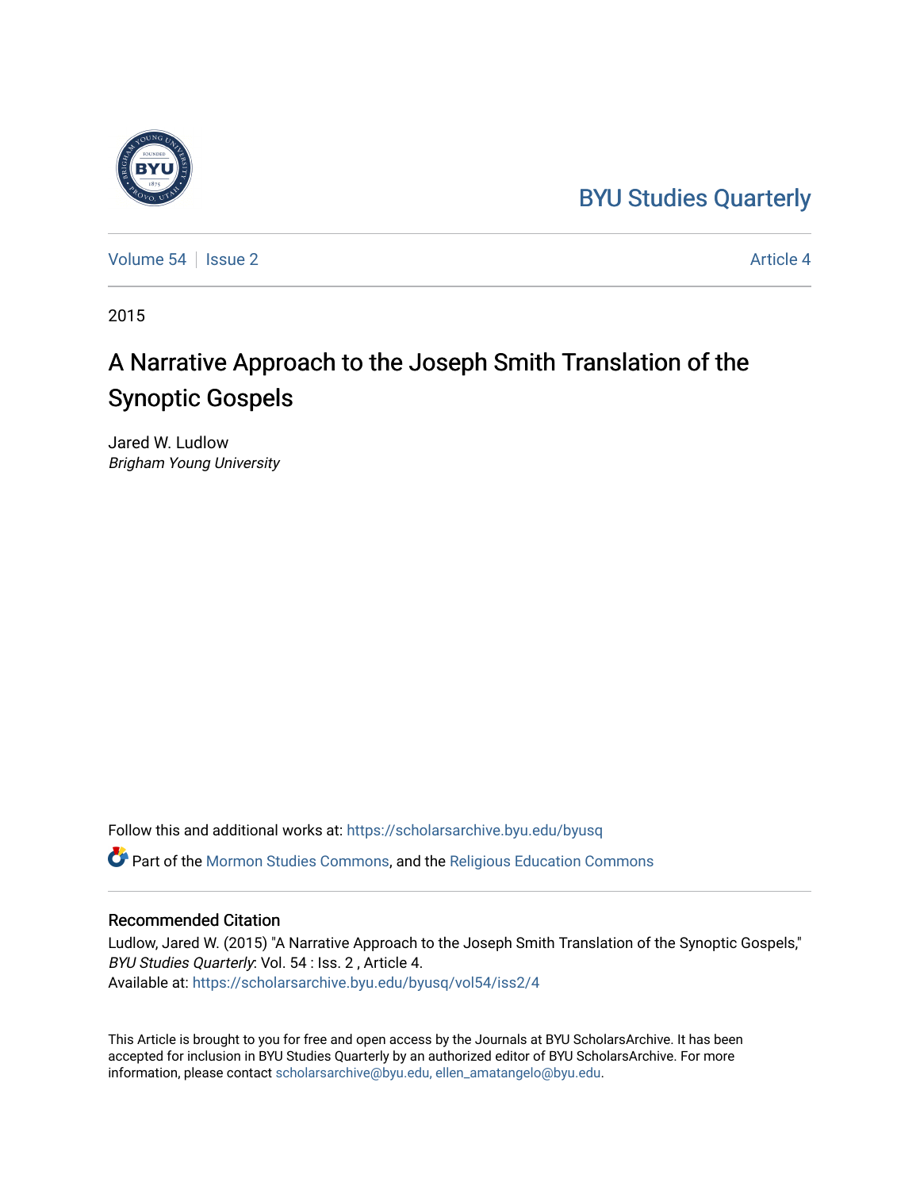BYU Studies Quarterly

Volume 54 | Issue 2 | Article 4

2015

# A Narrative Approach to the Joseph Smith Translation of the Synoptic Gospels

Jared W. Ludlow
*Brigham Young University*

Follow this and additional works at: https://scholarsarchive.byu.edu/byusq

Part of the Mormon Studies Commons, and the Religious Education Commons

## Recommended Citation

Ludlow, Jared W. (2015) "A Narrative Approach to the Joseph Smith Translation of the Synoptic Gospels," *BYU Studies Quarterly*: Vol. 54 : Iss. 2 , Article 4.
Available at: https://scholarsarchive.byu.edu/byusq/vol54/iss2/4

This Article is brought to you for free and open access by the Journals at BYU ScholarsArchive. It has been accepted for inclusion in BYU Studies Quarterly by an authorized editor of BYU ScholarsArchive. For more information, please contact scholarsarchive@byu.edu, ellen_amatangelo@byu.edu.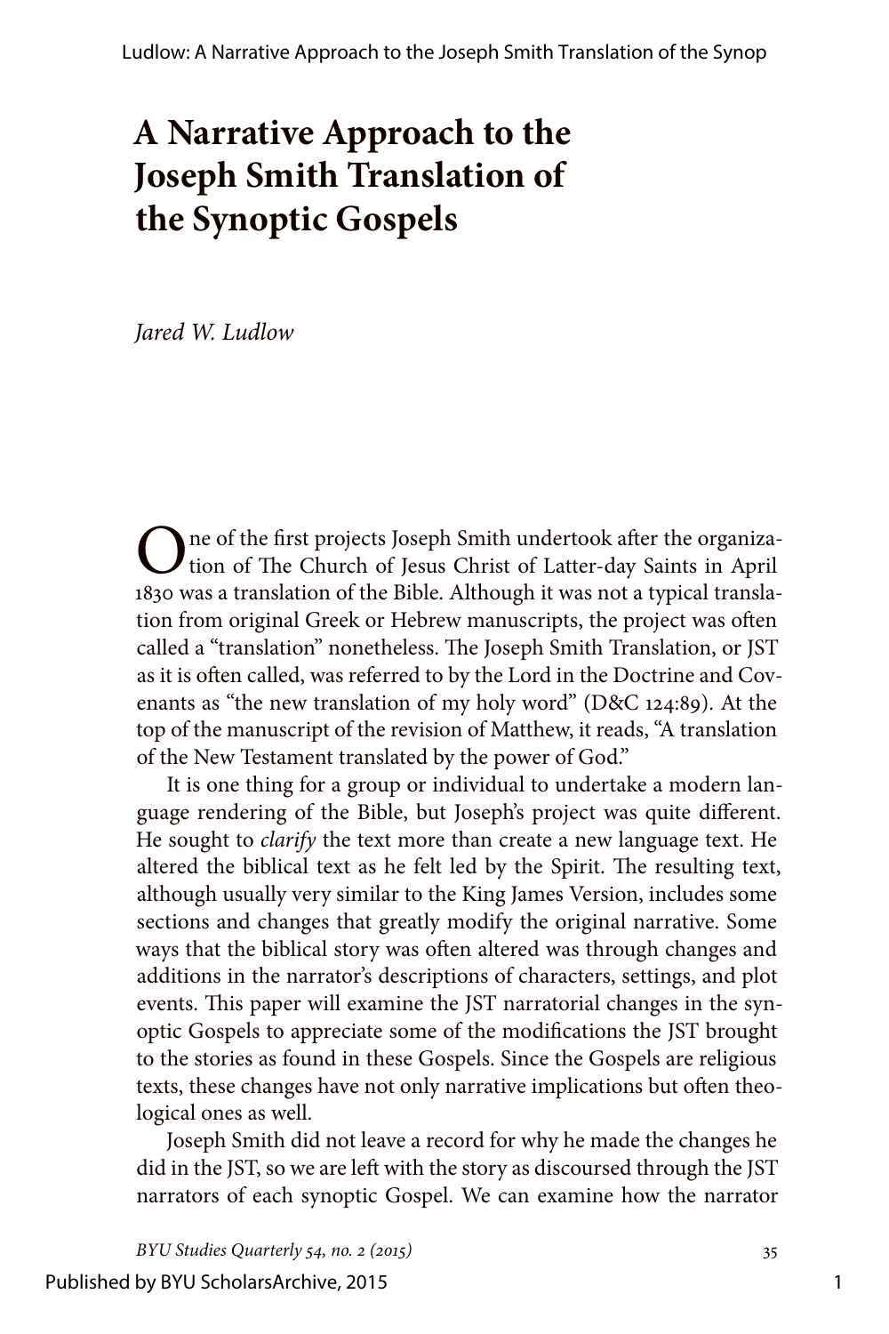# A Narrative Approach to the Joseph Smith Translation of the Synoptic Gospels

*Jared W. Ludlow*

One of the first projects Joseph Smith undertook after the organization of The Church of Jesus Christ of Latter-day Saints in April 1830 was a translation of the Bible. Although it was not a typical translation from original Greek or Hebrew manuscripts, the project was often called a "translation" nonetheless. The Joseph Smith Translation, or JST as it is often called, was referred to by the Lord in the Doctrine and Covenants as "the new translation of my holy word" (D&C 124:89). At the top of the manuscript of the revision of Matthew, it reads, "A translation of the New Testament translated by the power of God."

It is one thing for a group or individual to undertake a modern language rendering of the Bible, but Joseph's project was quite different. He sought to *clarify* the text more than create a new language text. He altered the biblical text as he felt led by the Spirit. The resulting text, although usually very similar to the King James Version, includes some sections and changes that greatly modify the original narrative. Some ways that the biblical story was often altered was through changes and additions in the narrator's descriptions of characters, settings, and plot events. This paper will examine the JST narratorial changes in the synoptic Gospels to appreciate some of the modifications the JST brought to the stories as found in these Gospels. Since the Gospels are religious texts, these changes have not only narrative implications but often theological ones as well.

Joseph Smith did not leave a record for why he made the changes he did in the JST, so we are left with the story as discoursed through the JST narrators of each synoptic Gospel. We can examine how the narrator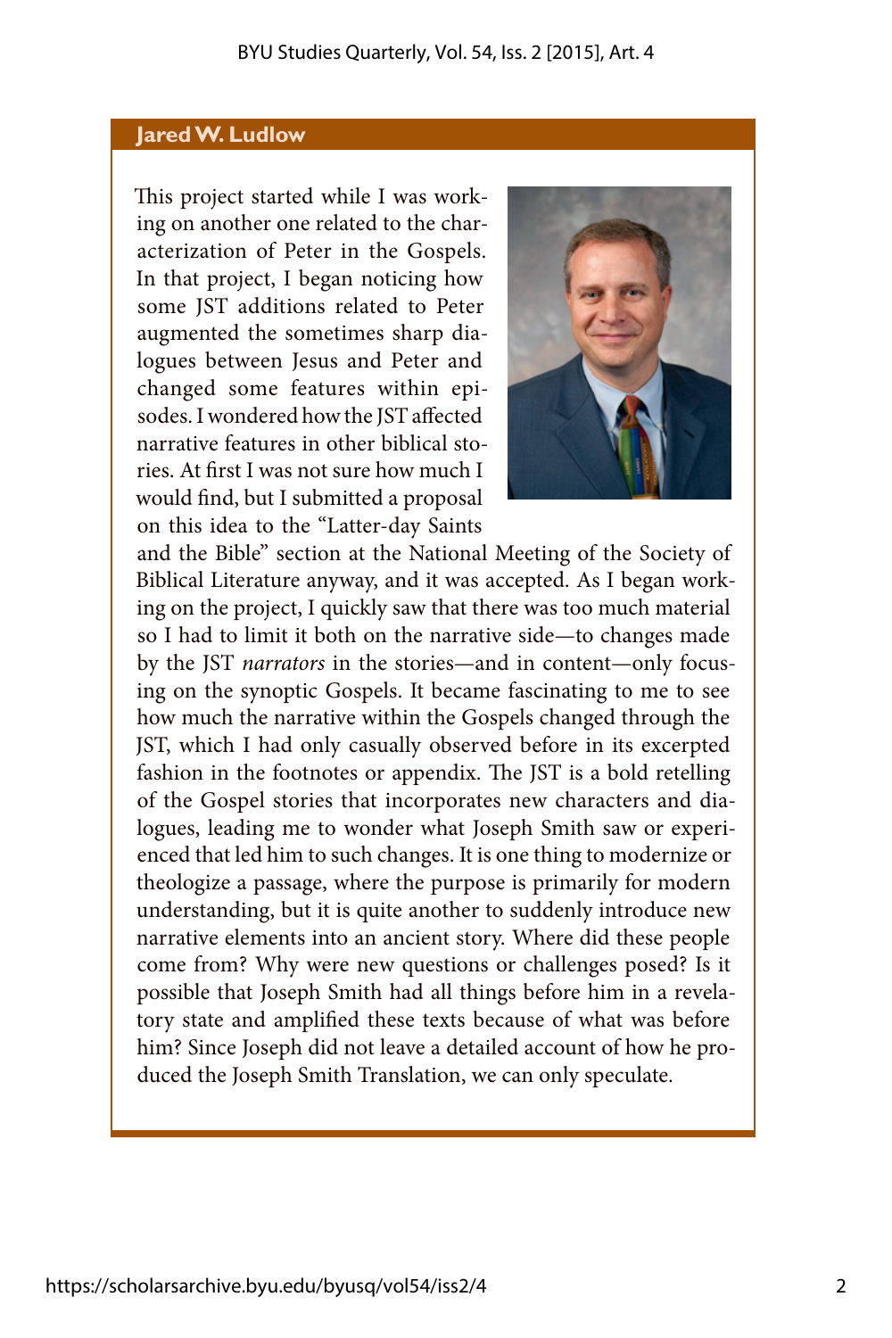## Jared W. Ludlow

This project started while I was working on another one related to the characterization of Peter in the Gospels. In that project, I began noticing how some JST additions related to Peter augmented the sometimes sharp dialogues between Jesus and Peter and changed some features within episodes. I wondered how the JST affected narrative features in other biblical stories. At first I was not sure how much I would find, but I submitted a proposal on this idea to the "Latter-day Saints and the Bible" section at the National Meeting of the Society of Biblical Literature anyway, and it was accepted. As I began working on the project, I quickly saw that there was too much material so I had to limit it both on the narrative side—to changes made by the JST *narrators* in the stories—and in content—only focusing on the synoptic Gospels. It became fascinating to me to see how much the narrative within the Gospels changed through the JST, which I had only casually observed before in its excerpted fashion in the footnotes or appendix. The JST is a bold retelling of the Gospel stories that incorporates new characters and dialogues, leading me to wonder what Joseph Smith saw or experienced that led him to such changes. It is one thing to modernize or theologize a passage, where the purpose is primarily for modern understanding, but it is quite another to suddenly introduce new narrative elements into an ancient story. Where did these people come from? Why were new questions or challenges posed? Is it possible that Joseph Smith had all things before him in a revelatory state and amplified these texts because of what was before him? Since Joseph did not leave a detailed account of how he produced the Joseph Smith Translation, we can only speculate.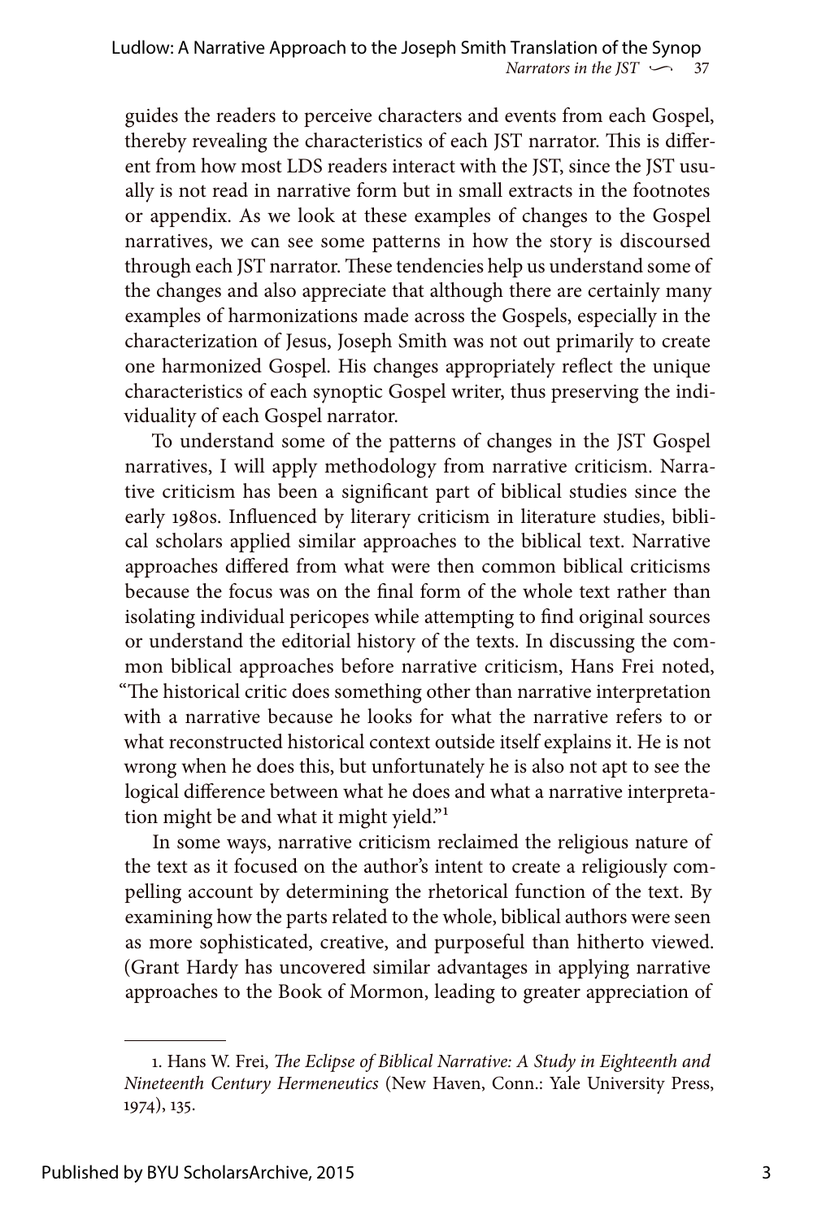guides the readers to perceive characters and events from each Gospel, thereby revealing the characteristics of each JST narrator. This is different from how most LDS readers interact with the JST, since the JST usually is not read in narrative form but in small extracts in the footnotes or appendix. As we look at these examples of changes to the Gospel narratives, we can see some patterns in how the story is discoursed through each JST narrator. These tendencies help us understand some of the changes and also appreciate that although there are certainly many examples of harmonizations made across the Gospels, especially in the characterization of Jesus, Joseph Smith was not out primarily to create one harmonized Gospel. His changes appropriately reflect the unique characteristics of each synoptic Gospel writer, thus preserving the individuality of each Gospel narrator.

To understand some of the patterns of changes in the JST Gospel narratives, I will apply methodology from narrative criticism. Narrative criticism has been a significant part of biblical studies since the early 1980s. Influenced by literary criticism in literature studies, biblical scholars applied similar approaches to the biblical text. Narrative approaches differed from what were then common biblical criticisms because the focus was on the final form of the whole text rather than isolating individual pericopes while attempting to find original sources or understand the editorial history of the texts. In discussing the common biblical approaches before narrative criticism, Hans Frei noted, "The historical critic does something other than narrative interpretation with a narrative because he looks for what the narrative refers to or what reconstructed historical context outside itself explains it. He is not wrong when he does this, but unfortunately he is also not apt to see the logical difference between what he does and what a narrative interpretation might be and what it might yield."[1]

In some ways, narrative criticism reclaimed the religious nature of the text as it focused on the author's intent to create a religiously compelling account by determining the rhetorical function of the text. By examining how the parts related to the whole, biblical authors were seen as more sophisticated, creative, and purposeful than hitherto viewed. (Grant Hardy has uncovered similar advantages in applying narrative approaches to the Book of Mormon, leading to greater appreciation of

---

1. Hans W. Frei, *The Eclipse of Biblical Narrative: A Study in Eighteenth and Nineteenth Century Hermeneutics* (New Haven, Conn.: Yale University Press, 1974), 135.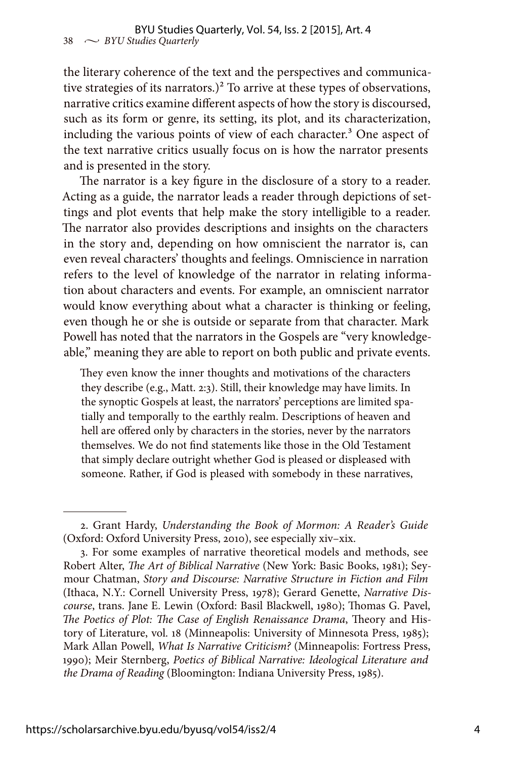the literary coherence of the text and the perspectives and communicative strategies of its narrators.)[2] To arrive at these types of observations, narrative critics examine different aspects of how the story is discoursed, such as its form or genre, its setting, its plot, and its characterization, including the various points of view of each character.[3] One aspect of the text narrative critics usually focus on is how the narrator presents and is presented in the story.

The narrator is a key figure in the disclosure of a story to a reader. Acting as a guide, the narrator leads a reader through depictions of settings and plot events that help make the story intelligible to a reader. The narrator also provides descriptions and insights on the characters in the story and, depending on how omniscient the narrator is, can even reveal characters' thoughts and feelings. Omniscience in narration refers to the level of knowledge of the narrator in relating information about characters and events. For example, an omniscient narrator would know everything about what a character is thinking or feeling, even though he or she is outside or separate from that character. Mark Powell has noted that the narrators in the Gospels are "very knowledgeable," meaning they are able to report on both public and private events.

> They even know the inner thoughts and motivations of the characters they describe (e.g., Matt. 2:3). Still, their knowledge may have limits. In the synoptic Gospels at least, the narrators' perceptions are limited spatially and temporally to the earthly realm. Descriptions of heaven and hell are offered only by characters in the stories, never by the narrators themselves. We do not find statements like those in the Old Testament that simply declare outright whether God is pleased or displeased with someone. Rather, if God is pleased with somebody in these narratives,

---

2. Grant Hardy, *Understanding the Book of Mormon: A Reader's Guide* (Oxford: Oxford University Press, 2010), see especially xiv–xix.

3. For some examples of narrative theoretical models and methods, see Robert Alter, *The Art of Biblical Narrative* (New York: Basic Books, 1981); Seymour Chatman, *Story and Discourse: Narrative Structure in Fiction and Film* (Ithaca, N.Y.: Cornell University Press, 1978); Gerard Genette, *Narrative Discourse*, trans. Jane E. Lewin (Oxford: Basil Blackwell, 1980); Thomas G. Pavel, *The Poetics of Plot: The Case of English Renaissance Drama*, Theory and History of Literature, vol. 18 (Minneapolis: University of Minnesota Press, 1985); Mark Allan Powell, *What Is Narrative Criticism?* (Minneapolis: Fortress Press, 1990); Meir Sternberg, *Poetics of Biblical Narrative: Ideological Literature and the Drama of Reading* (Bloomington: Indiana University Press, 1985).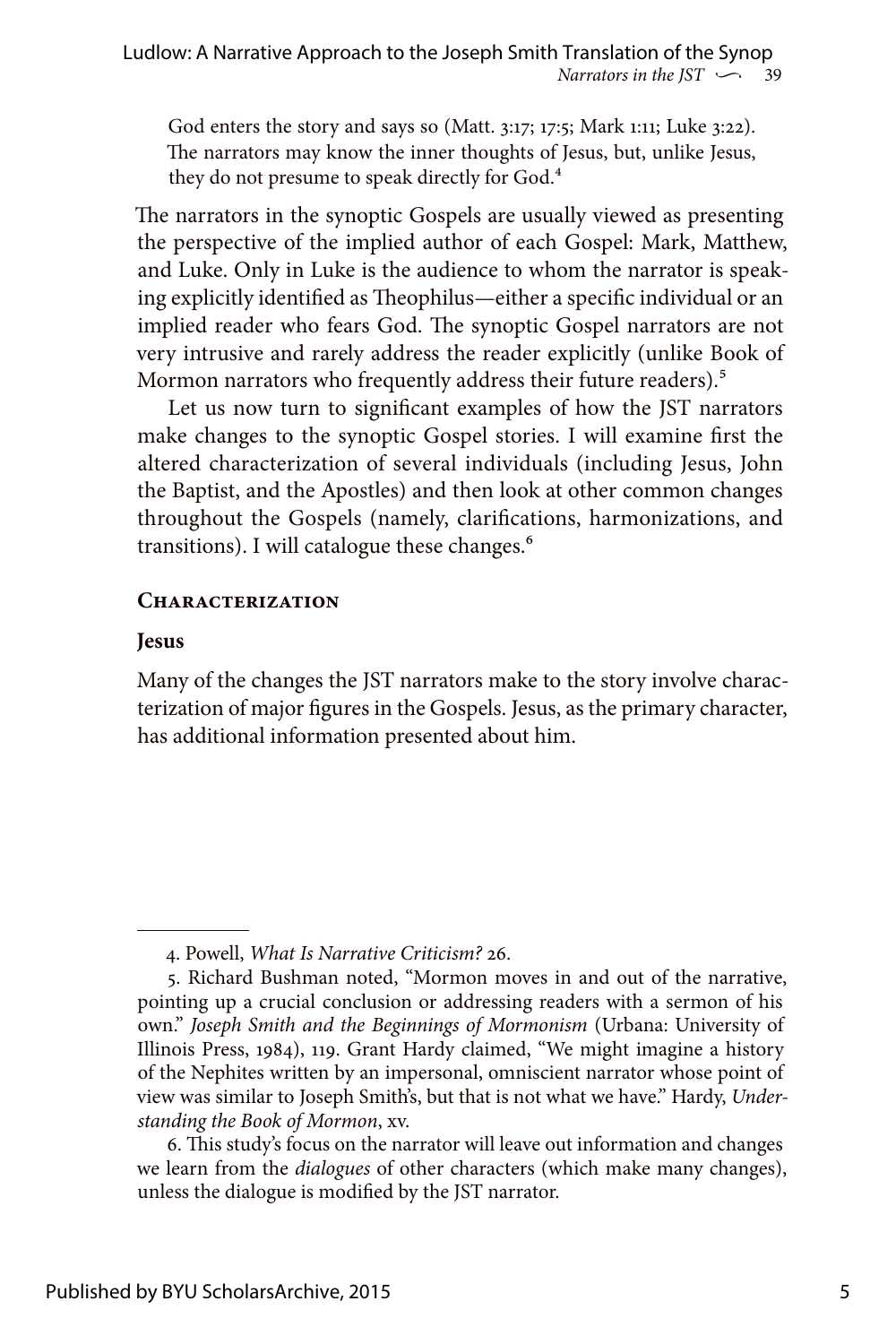God enters the story and says so (Matt. 3:17; 17:5; Mark 1:11; Luke 3:22). The narrators may know the inner thoughts of Jesus, but, unlike Jesus, they do not presume to speak directly for God.[4]

The narrators in the synoptic Gospels are usually viewed as presenting the perspective of the implied author of each Gospel: Mark, Matthew, and Luke. Only in Luke is the audience to whom the narrator is speaking explicitly identified as Theophilus—either a specific individual or an implied reader who fears God. The synoptic Gospel narrators are not very intrusive and rarely address the reader explicitly (unlike Book of Mormon narrators who frequently address their future readers).[5]

Let us now turn to significant examples of how the JST narrators make changes to the synoptic Gospel stories. I will examine first the altered characterization of several individuals (including Jesus, John the Baptist, and the Apostles) and then look at other common changes throughout the Gospels (namely, clarifications, harmonizations, and transitions). I will catalogue these changes.[6]

## Characterization

### Jesus

Many of the changes the JST narrators make to the story involve characterization of major figures in the Gospels. Jesus, as the primary character, has additional information presented about him.

---

4. Powell, *What Is Narrative Criticism?* 26.

5. Richard Bushman noted, "Mormon moves in and out of the narrative, pointing up a crucial conclusion or addressing readers with a sermon of his own." *Joseph Smith and the Beginnings of Mormonism* (Urbana: University of Illinois Press, 1984), 119. Grant Hardy claimed, "We might imagine a history of the Nephites written by an impersonal, omniscient narrator whose point of view was similar to Joseph Smith's, but that is not what we have." Hardy, *Understanding the Book of Mormon*, xv.

6. This study's focus on the narrator will leave out information and changes we learn from the *dialogues* of other characters (which make many changes), unless the dialogue is modified by the JST narrator.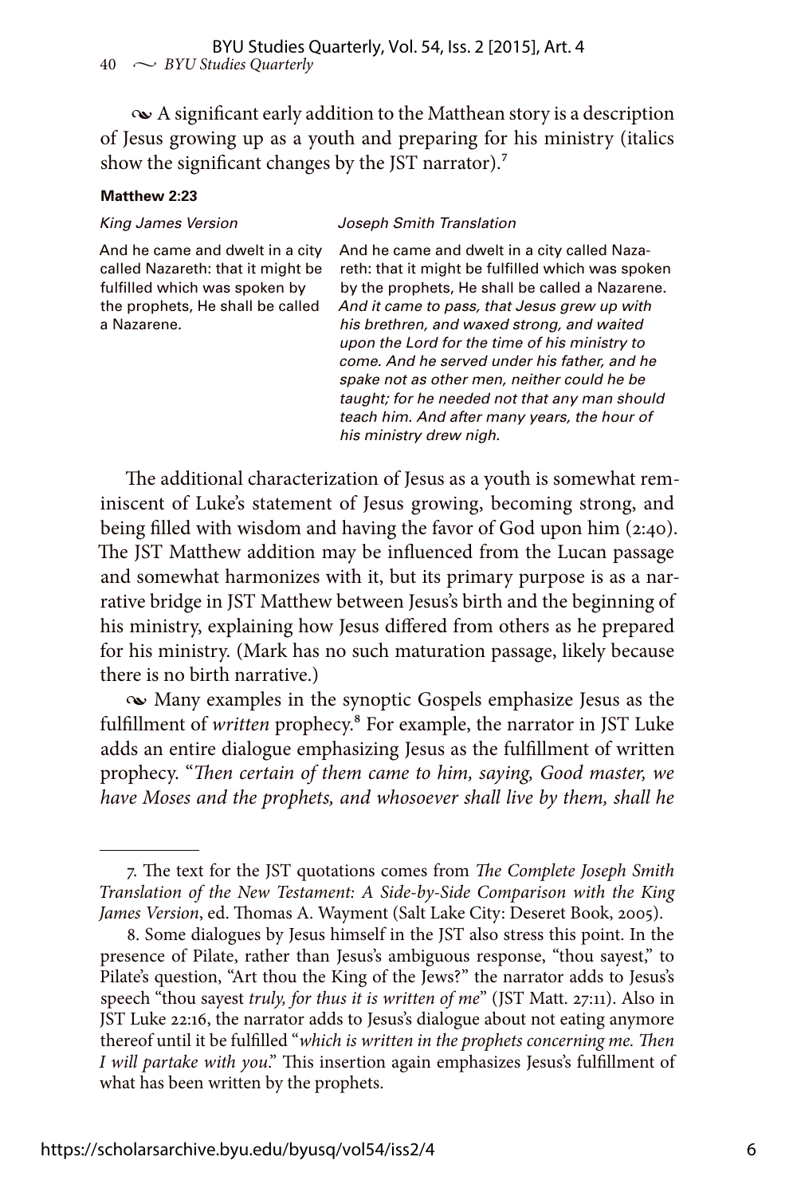~ A significant early addition to the Matthean story is a description of Jesus growing up as a youth and preparing for his ministry (italics show the significant changes by the JST narrator).[7]

**Matthew 2:23**

| *King James Version* | *Joseph Smith Translation* |
|---|---|
| And he came and dwelt in a city called Nazareth: that it might be fulfilled which was spoken by the prophets, He shall be called a Nazarene. | And he came and dwelt in a city called Nazareth: that it might be fulfilled which was spoken by the prophets, He shall be called a Nazarene. *And it came to pass, that Jesus grew up with his brethren, and waxed strong, and waited upon the Lord for the time of his ministry to come. And he served under his father, and he spake not as other men, neither could he be taught; for he needed not that any man should teach him. And after many years, the hour of his ministry drew nigh.* |

The additional characterization of Jesus as a youth is somewhat reminiscent of Luke's statement of Jesus growing, becoming strong, and being filled with wisdom and having the favor of God upon him (2:40). The JST Matthew addition may be influenced from the Lucan passage and somewhat harmonizes with it, but its primary purpose is as a narrative bridge in JST Matthew between Jesus's birth and the beginning of his ministry, explaining how Jesus differed from others as he prepared for his ministry. (Mark has no such maturation passage, likely because there is no birth narrative.)

~ Many examples in the synoptic Gospels emphasize Jesus as the fulfillment of *written* prophecy.[8] For example, the narrator in JST Luke adds an entire dialogue emphasizing Jesus as the fulfillment of written prophecy. "*Then certain of them came to him, saying, Good master, we have Moses and the prophets, and whosoever shall live by them, shall he*

---

7. The text for the JST quotations comes from *The Complete Joseph Smith Translation of the New Testament: A Side-by-Side Comparison with the King James Version*, ed. Thomas A. Wayment (Salt Lake City: Deseret Book, 2005).

8. Some dialogues by Jesus himself in the JST also stress this point. In the presence of Pilate, rather than Jesus's ambiguous response, "thou sayest," to Pilate's question, "Art thou the King of the Jews?" the narrator adds to Jesus's speech "thou sayest *truly, for thus it is written of me*" (JST Matt. 27:11). Also in JST Luke 22:16, the narrator adds to Jesus's dialogue about not eating anymore thereof until it be fulfilled "*which is written in the prophets concerning me. Then I will partake with you*." This insertion again emphasizes Jesus's fulfillment of what has been written by the prophets.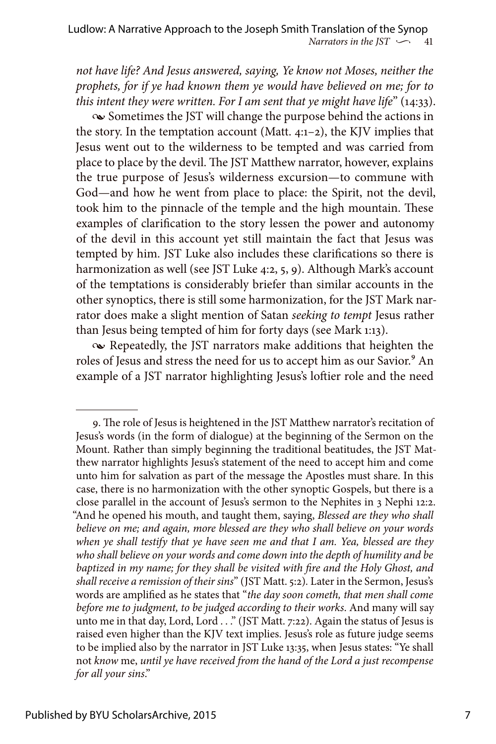*not have life? And Jesus answered, saying, Ye know not Moses, neither the prophets, for if ye had known them ye would have believed on me; for to this intent they were written. For I am sent that ye might have life*" (14:33).

❧ Sometimes the JST will change the purpose behind the actions in the story. In the temptation account (Matt. 4:1–2), the KJV implies that Jesus went out to the wilderness to be tempted and was carried from place to place by the devil. The JST Matthew narrator, however, explains the true purpose of Jesus's wilderness excursion—to commune with God—and how he went from place to place: the Spirit, not the devil, took him to the pinnacle of the temple and the high mountain. These examples of clarification to the story lessen the power and autonomy of the devil in this account yet still maintain the fact that Jesus was tempted by him. JST Luke also includes these clarifications so there is harmonization as well (see JST Luke 4:2, 5, 9). Although Mark's account of the temptations is considerably briefer than similar accounts in the other synoptics, there is still some harmonization, for the JST Mark narrator does make a slight mention of Satan *seeking to tempt* Jesus rather than Jesus being tempted of him for forty days (see Mark 1:13).

❧ Repeatedly, the JST narrators make additions that heighten the roles of Jesus and stress the need for us to accept him as our Savior.[9] An example of a JST narrator highlighting Jesus's loftier role and the need

---

9. The role of Jesus is heightened in the JST Matthew narrator's recitation of Jesus's words (in the form of dialogue) at the beginning of the Sermon on the Mount. Rather than simply beginning the traditional beatitudes, the JST Matthew narrator highlights Jesus's statement of the need to accept him and come unto him for salvation as part of the message the Apostles must share. In this case, there is no harmonization with the other synoptic Gospels, but there is a close parallel in the account of Jesus's sermon to the Nephites in 3 Nephi 12:2. "And he opened his mouth, and taught them, saying, *Blessed are they who shall believe on me; and again, more blessed are they who shall believe on your words when ye shall testify that ye have seen me and that I am. Yea, blessed are they who shall believe on your words and come down into the depth of humility and be baptized in my name; for they shall be visited with fire and the Holy Ghost, and shall receive a remission of their sins*" (JST Matt. 5:2). Later in the Sermon, Jesus's words are amplified as he states that "*the day soon cometh, that men shall come before me to judgment, to be judged according to their works*. And many will say unto me in that day, Lord, Lord . . ." (JST Matt. 7:22). Again the status of Jesus is raised even higher than the KJV text implies. Jesus's role as future judge seems to be implied also by the narrator in JST Luke 13:35, when Jesus states: "Ye shall not *know* me, *until ye have received from the hand of the Lord a just recompense for all your sins*."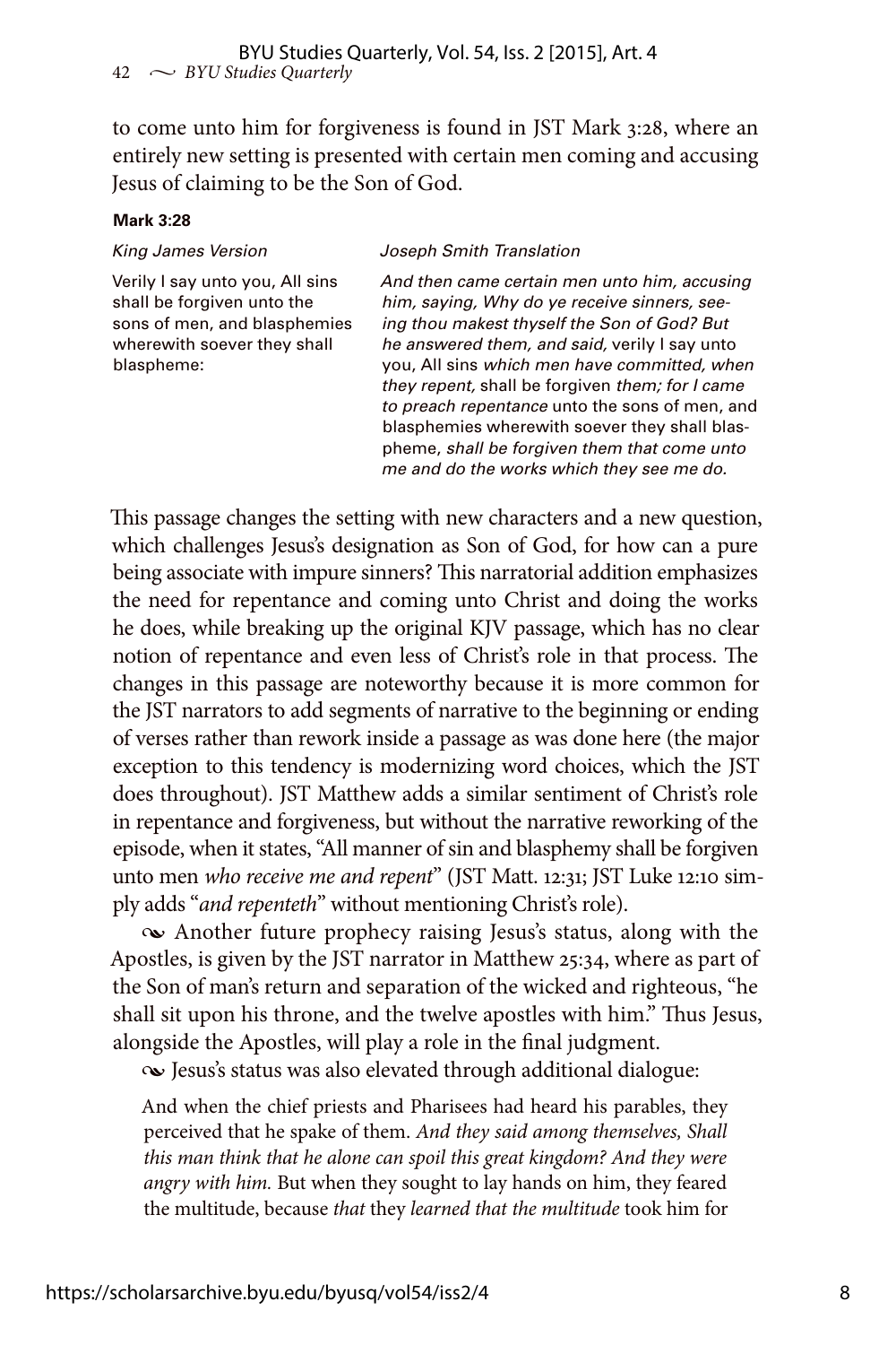to come unto him for forgiveness is found in JST Mark 3:28, where an entirely new setting is presented with certain men coming and accusing Jesus of claiming to be the Son of God.

**Mark 3:28**

| *King James Version* | *Joseph Smith Translation* |
|---|---|
| Verily I say unto you, All sins shall be forgiven unto the sons of men, and blasphemies wherewith soever they shall blaspheme: | *And then came certain men unto him, accusing him, saying, Why do ye receive sinners, seeing thou makest thyself the Son of God? But he answered them, and said,* verily I say unto you, All sins *which men have committed, when they repent,* shall be forgiven *them; for I came to preach repentance* unto the sons of men, and blasphemies wherewith soever they shall blaspheme, *shall be forgiven them that come unto me and do the works which they see me do.* |

This passage changes the setting with new characters and a new question, which challenges Jesus's designation as Son of God, for how can a pure being associate with impure sinners? This narratorial addition emphasizes the need for repentance and coming unto Christ and doing the works he does, while breaking up the original KJV passage, which has no clear notion of repentance and even less of Christ's role in that process. The changes in this passage are noteworthy because it is more common for the JST narrators to add segments of narrative to the beginning or ending of verses rather than rework inside a passage as was done here (the major exception to this tendency is modernizing word choices, which the JST does throughout). JST Matthew adds a similar sentiment of Christ's role in repentance and forgiveness, but without the narrative reworking of the episode, when it states, "All manner of sin and blasphemy shall be forgiven unto men *who receive me and repent*" (JST Matt. 12:31; JST Luke 12:10 simply adds "*and repenteth*" without mentioning Christ's role).

❧ Another future prophecy raising Jesus's status, along with the Apostles, is given by the JST narrator in Matthew 25:34, where as part of the Son of man's return and separation of the wicked and righteous, "he shall sit upon his throne, and the twelve apostles with him." Thus Jesus, alongside the Apostles, will play a role in the final judgment.

❧ Jesus's status was also elevated through additional dialogue:

> And when the chief priests and Pharisees had heard his parables, they perceived that he spake of them. *And they said among themselves, Shall this man think that he alone can spoil this great kingdom? And they were angry with him.* But when they sought to lay hands on him, they feared the multitude, because *that* they *learned that the multitude* took him for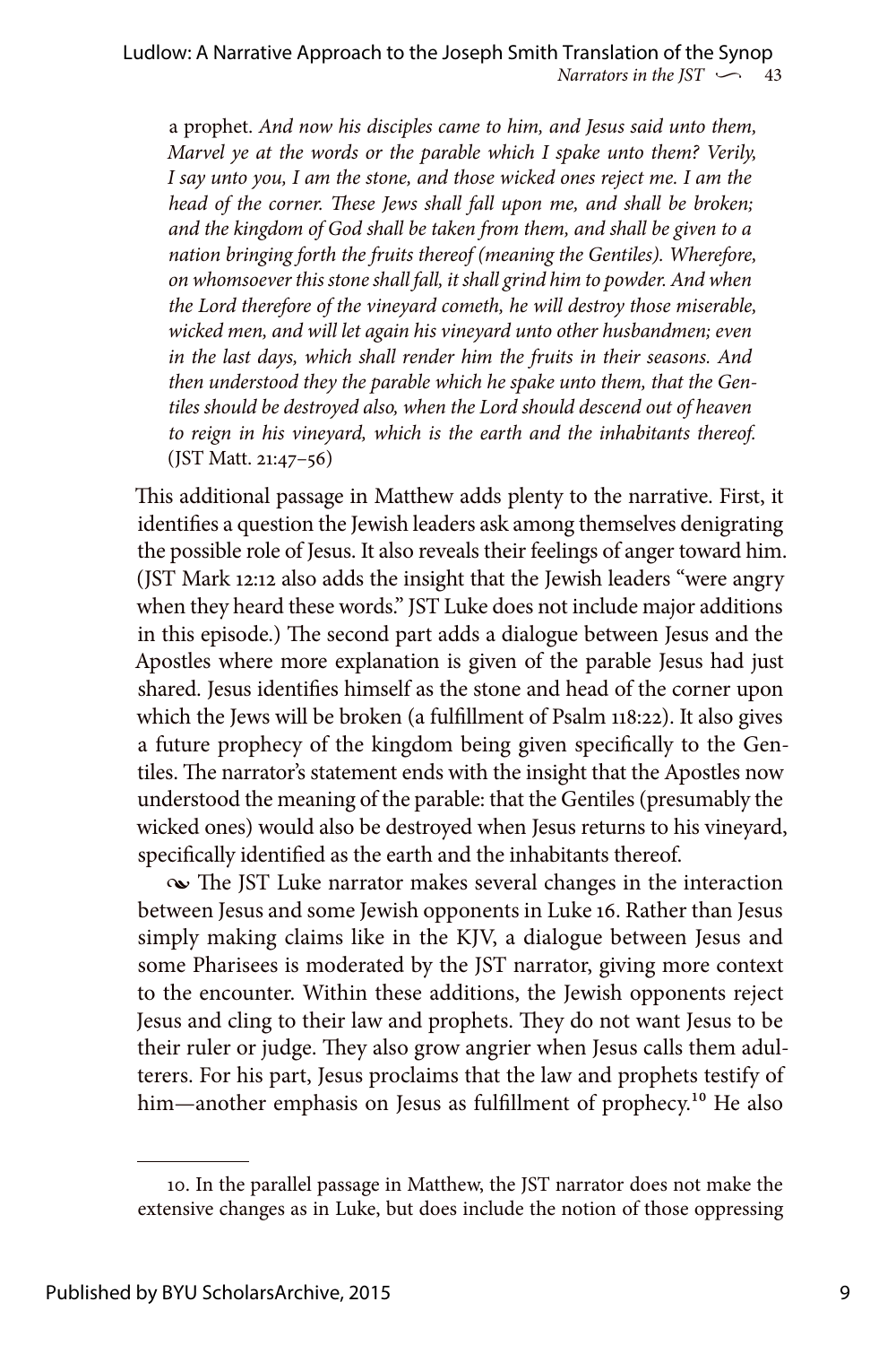a prophet. *And now his disciples came to him, and Jesus said unto them, Marvel ye at the words or the parable which I spake unto them? Verily, I say unto you, I am the stone, and those wicked ones reject me. I am the head of the corner. These Jews shall fall upon me, and shall be broken; and the kingdom of God shall be taken from them, and shall be given to a nation bringing forth the fruits thereof (meaning the Gentiles). Wherefore, on whomsoever this stone shall fall, it shall grind him to powder. And when the Lord therefore of the vineyard cometh, he will destroy those miserable, wicked men, and will let again his vineyard unto other husbandmen; even in the last days, which shall render him the fruits in their seasons. And then understood they the parable which he spake unto them, that the Gentiles should be destroyed also, when the Lord should descend out of heaven to reign in his vineyard, which is the earth and the inhabitants thereof.* (JST Matt. 21:47–56)

This additional passage in Matthew adds plenty to the narrative. First, it identifies a question the Jewish leaders ask among themselves denigrating the possible role of Jesus. It also reveals their feelings of anger toward him. (JST Mark 12:12 also adds the insight that the Jewish leaders "were angry when they heard these words." JST Luke does not include major additions in this episode.) The second part adds a dialogue between Jesus and the Apostles where more explanation is given of the parable Jesus had just shared. Jesus identifies himself as the stone and head of the corner upon which the Jews will be broken (a fulfillment of Psalm 118:22). It also gives a future prophecy of the kingdom being given specifically to the Gentiles. The narrator's statement ends with the insight that the Apostles now understood the meaning of the parable: that the Gentiles (presumably the wicked ones) would also be destroyed when Jesus returns to his vineyard, specifically identified as the earth and the inhabitants thereof.

The JST Luke narrator makes several changes in the interaction between Jesus and some Jewish opponents in Luke 16. Rather than Jesus simply making claims like in the KJV, a dialogue between Jesus and some Pharisees is moderated by the JST narrator, giving more context to the encounter. Within these additions, the Jewish opponents reject Jesus and cling to their law and prophets. They do not want Jesus to be their ruler or judge. They also grow angrier when Jesus calls them adulterers. For his part, Jesus proclaims that the law and prophets testify of him—another emphasis on Jesus as fulfillment of prophecy.[10] He also

10. In the parallel passage in Matthew, the JST narrator does not make the extensive changes as in Luke, but does include the notion of those oppressing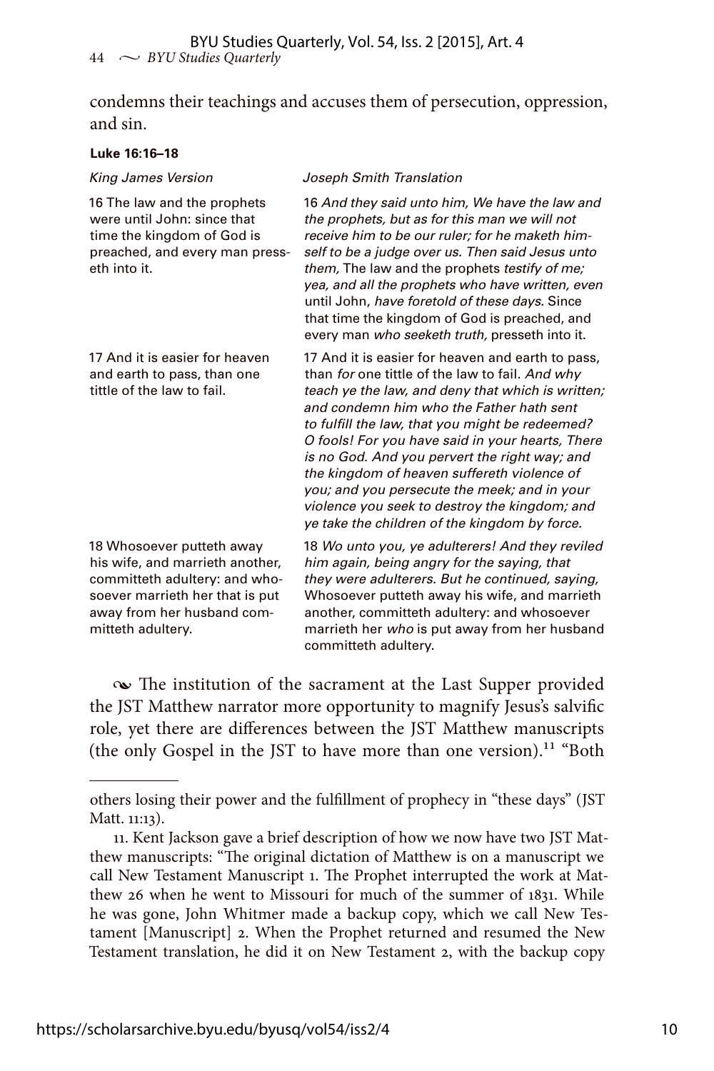condemns their teachings and accuses them of persecution, oppression, and sin.

**Luke 16:16–18**

| *King James Version* | *Joseph Smith Translation* |
| --- | --- |
| 16 The law and the prophets were until John: since that time the kingdom of God is preached, and every man presseth into it. | 16 *And they said unto him, We have the law and the prophets, but as for this man we will not receive him to be our ruler; for he maketh himself to be a judge over us. Then said Jesus unto them,* The law and the prophets *testify of me; yea, and all the prophets who have written, even* until John, *have foretold of these days.* Since that time the kingdom of God is preached, and every man *who seeketh truth,* presseth into it. |
| 17 And it is easier for heaven and earth to pass, than one tittle of the law to fail. | 17 And it is easier for heaven and earth to pass, than *for* one tittle of the law to fail. *And why teach ye the law, and deny that which is written; and condemn him who the Father hath sent to fulfill the law, that you might be redeemed? O fools! For you have said in your hearts, There is no God. And you pervert the right way; and the kingdom of heaven suffereth violence of you; and you persecute the meek; and in your violence you seek to destroy the kingdom; and ye take the children of the kingdom by force.* |
| 18 Whosoever putteth away his wife, and marrieth another, committeth adultery: and whosoever marrieth her that is put away from her husband committeth adultery. | 18 *Wo unto you, ye adulterers! And they reviled him again, being angry for the saying, that they were adulterers. But he continued, saying,* Whosoever putteth away his wife, and marrieth another, committeth adultery: and whosoever marrieth her *who* is put away from her husband committeth adultery. |

∾ The institution of the sacrament at the Last Supper provided the JST Matthew narrator more opportunity to magnify Jesus's salvific role, yet there are differences between the JST Matthew manuscripts (the only Gospel in the JST to have more than one version).[11] "Both

---

others losing their power and the fulfillment of prophecy in "these days" (JST Matt. 11:13).

11. Kent Jackson gave a brief description of how we now have two JST Matthew manuscripts: "The original dictation of Matthew is on a manuscript we call New Testament Manuscript 1. The Prophet interrupted the work at Matthew 26 when he went to Missouri for much of the summer of 1831. While he was gone, John Whitmer made a backup copy, which we call New Testament [Manuscript] 2. When the Prophet returned and resumed the New Testament translation, he did it on New Testament 2, with the backup copy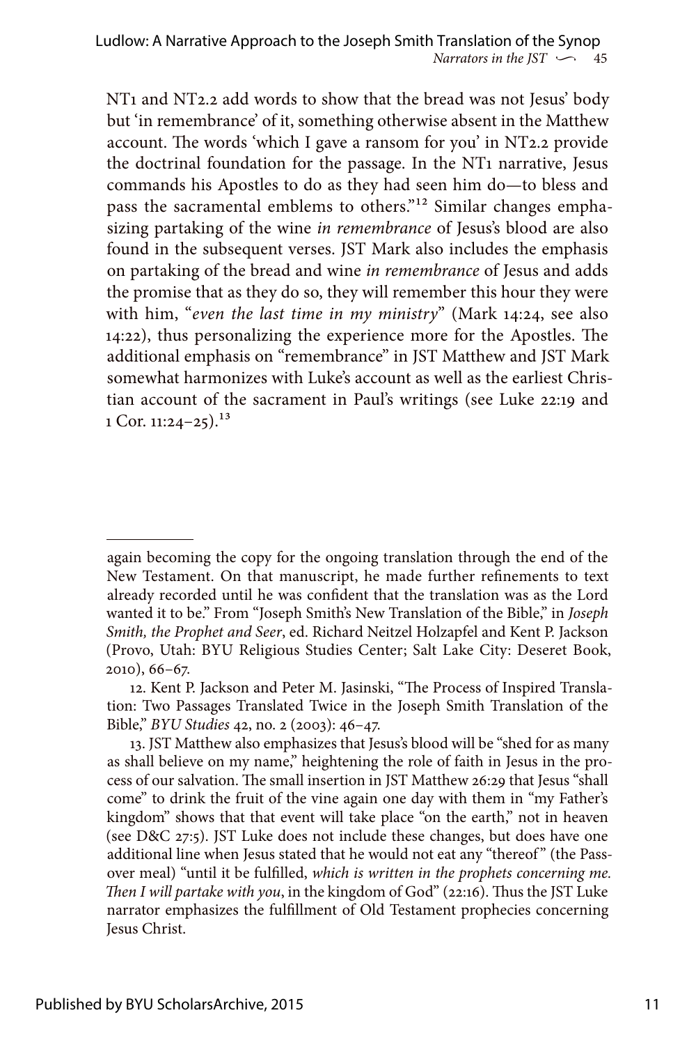NT1 and NT2.2 add words to show that the bread was not Jesus' body but 'in remembrance' of it, something otherwise absent in the Matthew account. The words 'which I gave a ransom for you' in NT2.2 provide the doctrinal foundation for the passage. In the NT1 narrative, Jesus commands his Apostles to do as they had seen him do—to bless and pass the sacramental emblems to others."[12] Similar changes emphasizing partaking of the wine *in remembrance* of Jesus's blood are also found in the subsequent verses. JST Mark also includes the emphasis on partaking of the bread and wine *in remembrance* of Jesus and adds the promise that as they do so, they will remember this hour they were with him, "*even the last time in my ministry*" (Mark 14:24, see also 14:22), thus personalizing the experience more for the Apostles. The additional emphasis on "remembrance" in JST Matthew and JST Mark somewhat harmonizes with Luke's account as well as the earliest Christian account of the sacrament in Paul's writings (see Luke 22:19 and 1 Cor. 11:24–25).[13]

---

again becoming the copy for the ongoing translation through the end of the New Testament. On that manuscript, he made further refinements to text already recorded until he was confident that the translation was as the Lord wanted it to be." From "Joseph Smith's New Translation of the Bible," in *Joseph Smith, the Prophet and Seer*, ed. Richard Neitzel Holzapfel and Kent P. Jackson (Provo, Utah: BYU Religious Studies Center; Salt Lake City: Deseret Book, 2010), 66–67.

12. Kent P. Jackson and Peter M. Jasinski, "The Process of Inspired Translation: Two Passages Translated Twice in the Joseph Smith Translation of the Bible," *BYU Studies* 42, no. 2 (2003): 46–47.

13. JST Matthew also emphasizes that Jesus's blood will be "shed for as many as shall believe on my name," heightening the role of faith in Jesus in the process of our salvation. The small insertion in JST Matthew 26:29 that Jesus "shall come" to drink the fruit of the vine again one day with them in "my Father's kingdom" shows that that event will take place "on the earth," not in heaven (see D&C 27:5). JST Luke does not include these changes, but does have one additional line when Jesus stated that he would not eat any "thereof" (the Passover meal) "until it be fulfilled, *which is written in the prophets concerning me. Then I will partake with you*, in the kingdom of God" (22:16). Thus the JST Luke narrator emphasizes the fulfillment of Old Testament prophecies concerning Jesus Christ.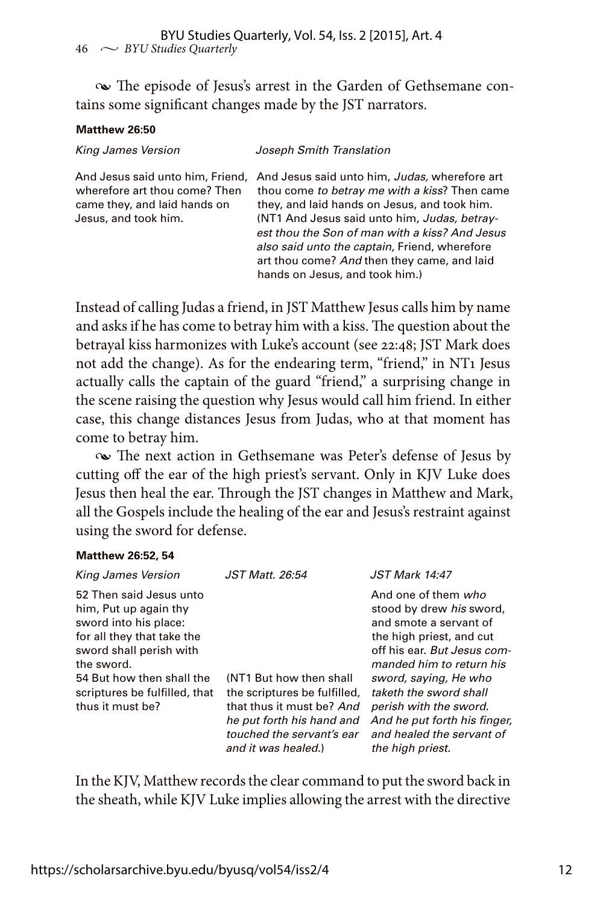❧ The episode of Jesus's arrest in the Garden of Gethsemane contains some significant changes made by the JST narrators.

**Matthew 26:50**

| *King James Version* | *Joseph Smith Translation* |
|---|---|
| And Jesus said unto him, Friend, wherefore art thou come? Then came they, and laid hands on Jesus, and took him. | And Jesus said unto him, *Judas,* wherefore art thou come *to betray me with a kiss*? Then came they, and laid hands on Jesus, and took him. (NT1 And Jesus said unto him, *Judas, betrayest thou the Son of man with a kiss? And Jesus also said unto the captain,* Friend, wherefore art thou come? *And* then they came, and laid hands on Jesus, and took him.) |

Instead of calling Judas a friend, in JST Matthew Jesus calls him by name and asks if he has come to betray him with a kiss. The question about the betrayal kiss harmonizes with Luke's account (see 22:48; JST Mark does not add the change). As for the endearing term, "friend," in NT1 Jesus actually calls the captain of the guard "friend," a surprising change in the scene raising the question why Jesus would call him friend. In either case, this change distances Jesus from Judas, who at that moment has come to betray him.

❧ The next action in Gethsemane was Peter's defense of Jesus by cutting off the ear of the high priest's servant. Only in KJV Luke does Jesus then heal the ear. Through the JST changes in Matthew and Mark, all the Gospels include the healing of the ear and Jesus's restraint against using the sword for defense.

**Matthew 26:52, 54**

| *King James Version* | *JST Matt. 26:54* | *JST Mark 14:47* |
|---|---|---|
| 52 Then said Jesus unto him, Put up again thy sword into his place: for all they that take the sword shall perish with the sword. 54 But how then shall the scriptures be fulfilled, that thus it must be? | (NT1 But how then shall the scriptures be fulfilled, that thus it must be? *And he put forth his hand and touched the servant's ear and it was healed.*) | And one of them *who* stood by drew *his* sword, and smote a servant of the high priest, and cut off his ear. *But Jesus commanded him to return his sword, saying, He who taketh the sword shall perish with the sword. And he put forth his finger, and healed the servant of the high priest.* |

In the KJV, Matthew records the clear command to put the sword back in the sheath, while KJV Luke implies allowing the arrest with the directive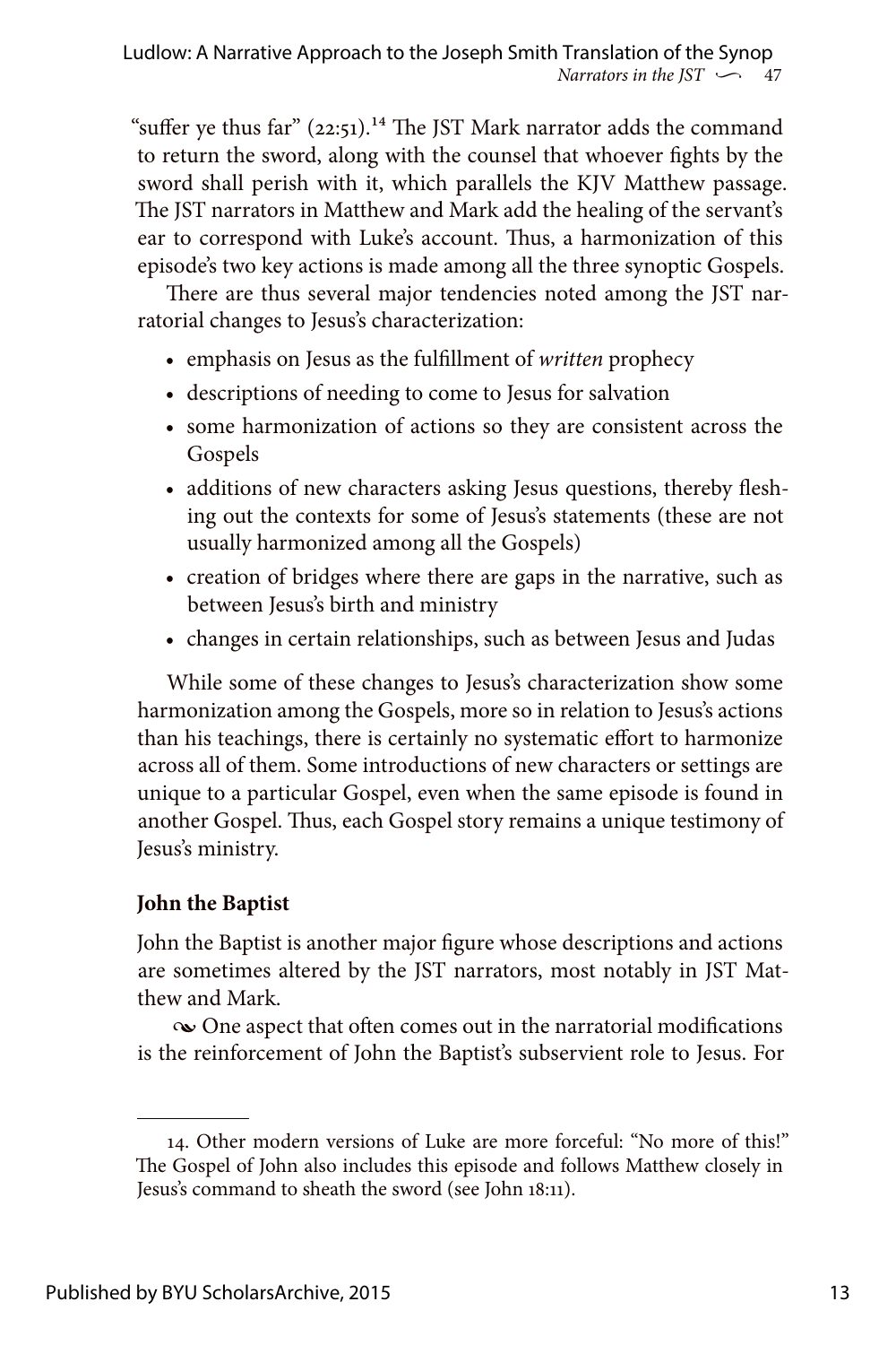"suffer ye thus far" (22:51).[14] The JST Mark narrator adds the command to return the sword, along with the counsel that whoever fights by the sword shall perish with it, which parallels the KJV Matthew passage. The JST narrators in Matthew and Mark add the healing of the servant's ear to correspond with Luke's account. Thus, a harmonization of this episode's two key actions is made among all the three synoptic Gospels.

There are thus several major tendencies noted among the JST narratorial changes to Jesus's characterization:

- emphasis on Jesus as the fulfillment of *written* prophecy
- descriptions of needing to come to Jesus for salvation
- some harmonization of actions so they are consistent across the Gospels
- additions of new characters asking Jesus questions, thereby fleshing out the contexts for some of Jesus's statements (these are not usually harmonized among all the Gospels)
- creation of bridges where there are gaps in the narrative, such as between Jesus's birth and ministry
- changes in certain relationships, such as between Jesus and Judas

While some of these changes to Jesus's characterization show some harmonization among the Gospels, more so in relation to Jesus's actions than his teachings, there is certainly no systematic effort to harmonize across all of them. Some introductions of new characters or settings are unique to a particular Gospel, even when the same episode is found in another Gospel. Thus, each Gospel story remains a unique testimony of Jesus's ministry.

**John the Baptist**

John the Baptist is another major figure whose descriptions and actions are sometimes altered by the JST narrators, most notably in JST Matthew and Mark.

❧ One aspect that often comes out in the narratorial modifications is the reinforcement of John the Baptist's subservient role to Jesus. For

---

14. Other modern versions of Luke are more forceful: "No more of this!" The Gospel of John also includes this episode and follows Matthew closely in Jesus's command to sheath the sword (see John 18:11).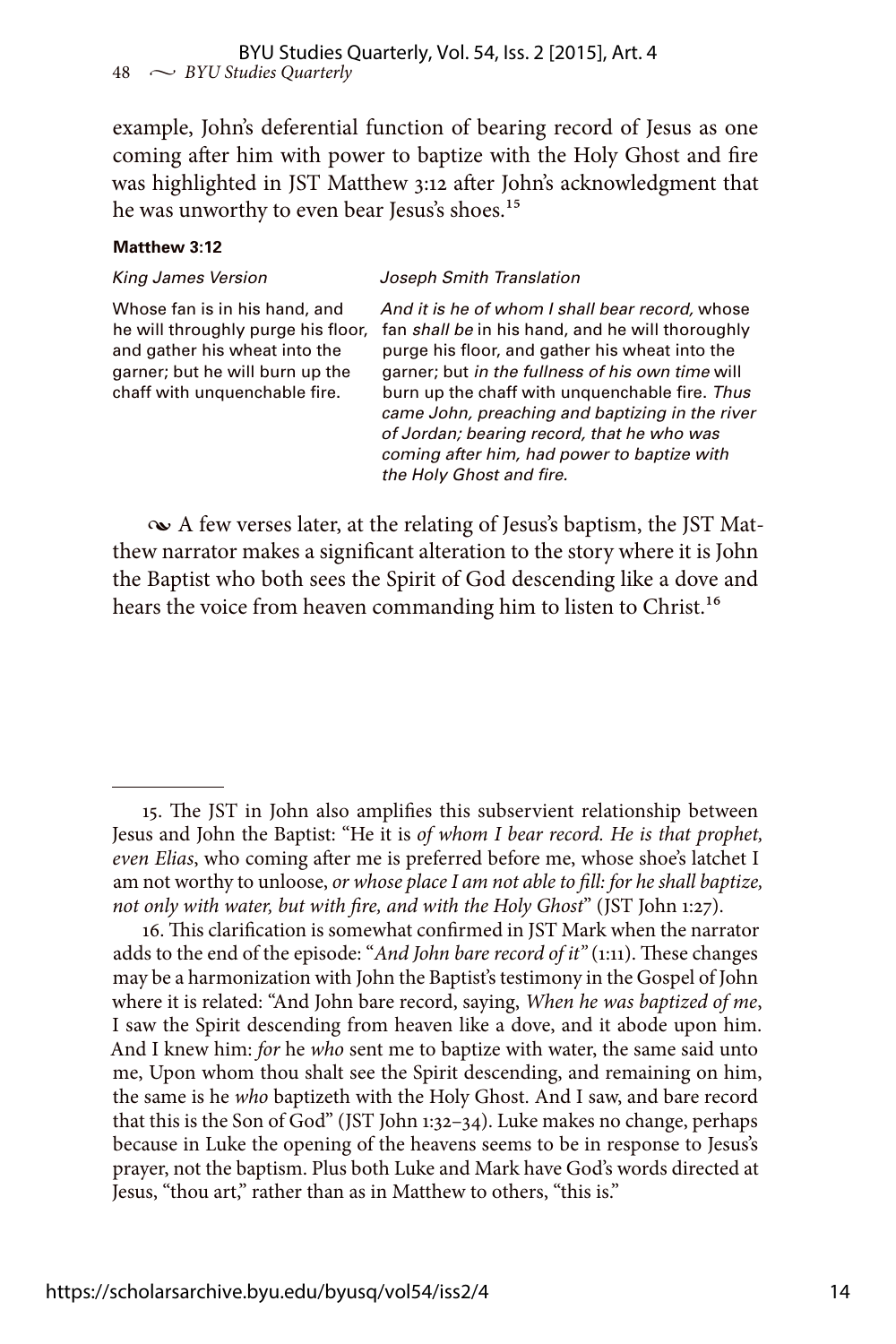example, John's deferential function of bearing record of Jesus as one coming after him with power to baptize with the Holy Ghost and fire was highlighted in JST Matthew 3:12 after John's acknowledgment that he was unworthy to even bear Jesus's shoes.[15]

**Matthew 3:12**

| *King James Version* | *Joseph Smith Translation* |
|---|---|
| Whose fan is in his hand, and he will throughly purge his floor, and gather his wheat into the garner; but he will burn up the chaff with unquenchable fire. | *And it is he of whom I shall bear record,* whose fan *shall be* in his hand, and he will thoroughly purge his floor, and gather his wheat into the garner; but *in the fullness of his own time* will burn up the chaff with unquenchable fire. *Thus came John, preaching and baptizing in the river of Jordan; bearing record, that he who was coming after him, had power to baptize with the Holy Ghost and fire.* |

~ A few verses later, at the relating of Jesus's baptism, the JST Matthew narrator makes a significant alteration to the story where it is John the Baptist who both sees the Spirit of God descending like a dove and hears the voice from heaven commanding him to listen to Christ.[16]

---

15. The JST in John also amplifies this subservient relationship between Jesus and John the Baptist: "He it is *of whom I bear record. He is that prophet, even Elias*, who coming after me is preferred before me, whose shoe's latchet I am not worthy to unloose, *or whose place I am not able to fill: for he shall baptize, not only with water, but with fire, and with the Holy Ghost*" (JST John 1:27).

16. This clarification is somewhat confirmed in JST Mark when the narrator adds to the end of the episode: "*And John bare record of it*" (1:11). These changes may be a harmonization with John the Baptist's testimony in the Gospel of John where it is related: "And John bare record, saying, *When he was baptized of me*, I saw the Spirit descending from heaven like a dove, and it abode upon him. And I knew him: *for* he *who* sent me to baptize with water, the same said unto me, Upon whom thou shalt see the Spirit descending, and remaining on him, the same is he *who* baptizeth with the Holy Ghost. And I saw, and bare record that this is the Son of God" (JST John 1:32–34). Luke makes no change, perhaps because in Luke the opening of the heavens seems to be in response to Jesus's prayer, not the baptism. Plus both Luke and Mark have God's words directed at Jesus, "thou art," rather than as in Matthew to others, "this is."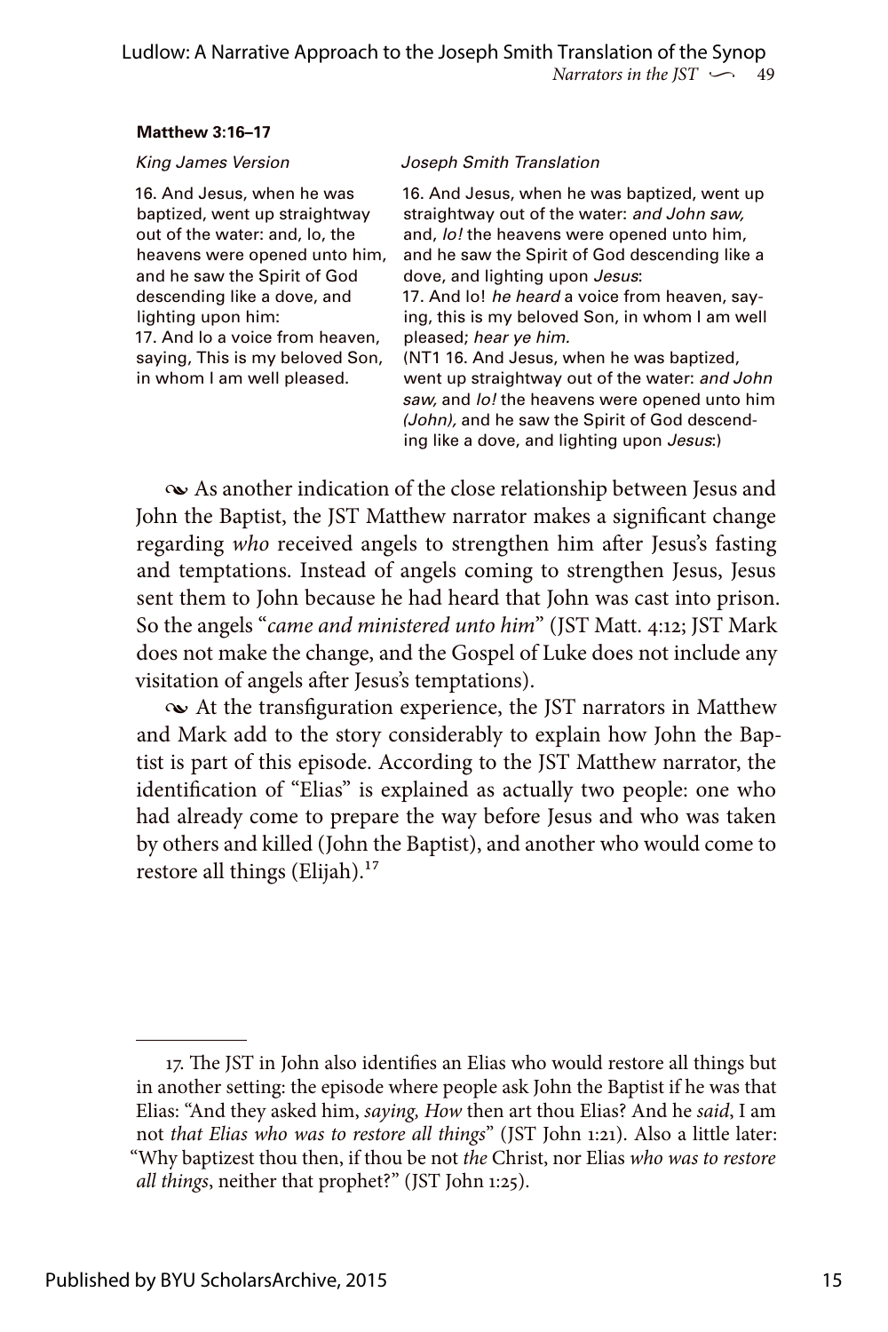**Matthew 3:16–17**

| *King James Version* | *Joseph Smith Translation* |
|---|---|
| 16. And Jesus, when he was baptized, went up straightway out of the water: and, lo, the heavens were opened unto him, and he saw the Spirit of God descending like a dove, and lighting upon him: 17. And lo a voice from heaven, saying, This is my beloved Son, in whom I am well pleased. | 16. And Jesus, when he was baptized, went up straightway out of the water: *and John saw,* and, *lo!* the heavens were opened unto him, and he saw the Spirit of God descending like a dove, and lighting upon *Jesus*: 17. And lo! *he heard* a voice from heaven, saying, this is my beloved Son, in whom I am well pleased; *hear ye him.* (NT1 16. And Jesus, when he was baptized, went up straightway out of the water: *and John saw,* and *lo!* the heavens were opened unto him *(John),* and he saw the Spirit of God descending like a dove, and lighting upon *Jesus*:) |

~ As another indication of the close relationship between Jesus and John the Baptist, the JST Matthew narrator makes a significant change regarding *who* received angels to strengthen him after Jesus's fasting and temptations. Instead of angels coming to strengthen Jesus, Jesus sent them to John because he had heard that John was cast into prison. So the angels "*came and ministered unto him*" (JST Matt. 4:12; JST Mark does not make the change, and the Gospel of Luke does not include any visitation of angels after Jesus's temptations).

~ At the transfiguration experience, the JST narrators in Matthew and Mark add to the story considerably to explain how John the Baptist is part of this episode. According to the JST Matthew narrator, the identification of "Elias" is explained as actually two people: one who had already come to prepare the way before Jesus and who was taken by others and killed (John the Baptist), and another who would come to restore all things (Elijah).[17]

17. The JST in John also identifies an Elias who would restore all things but in another setting: the episode where people ask John the Baptist if he was that Elias: "And they asked him, *saying, How* then art thou Elias? And he *said*, I am not *that Elias who was to restore all things*" (JST John 1:21). Also a little later: "Why baptizest thou then, if thou be not *the* Christ, nor Elias *who was to restore all things*, neither that prophet?" (JST John 1:25).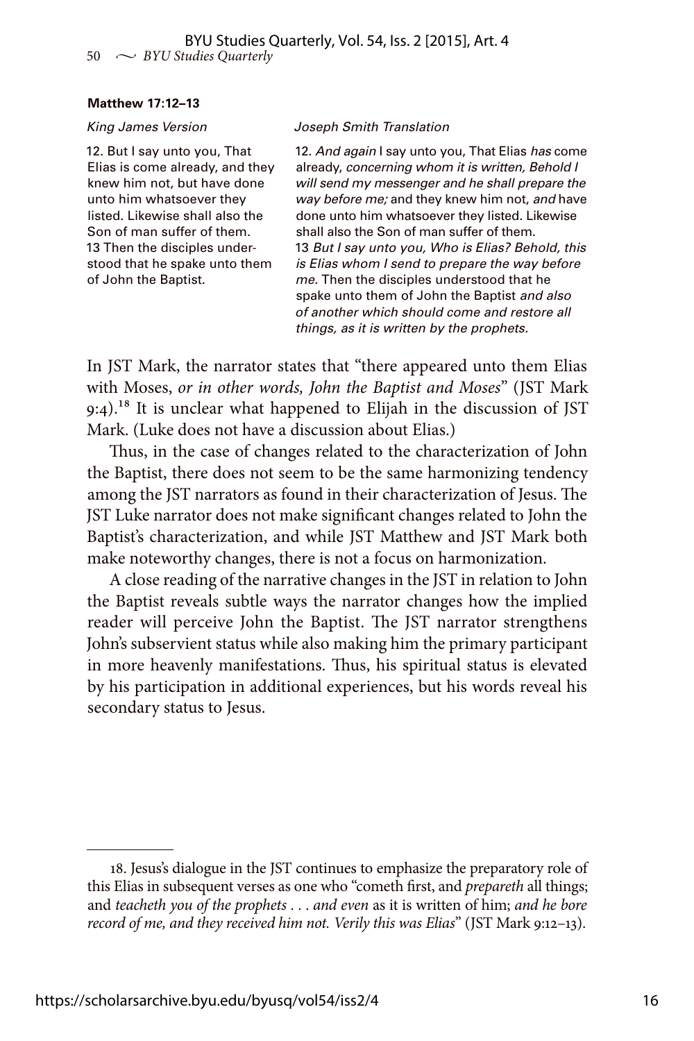**Matthew 17:12–13**

| *King James Version* | *Joseph Smith Translation* |
| --- | --- |
| 12. But I say unto you, That Elias is come already, and they knew him not, but have done unto him whatsoever they listed. Likewise shall also the Son of man suffer of them. | 12. *And again* I say unto you, That Elias *has* come already, *concerning whom it is written, Behold I will send my messenger and he shall prepare the way before me;* and they knew him not, *and* have done unto him whatsoever they listed. Likewise shall also the Son of man suffer of them. |
| 13 Then the disciples understood that he spake unto them of John the Baptist. | 13 *But I say unto you, Who is Elias? Behold, this is Elias whom I send to prepare the way before me.* Then the disciples understood that he spake unto them of John the Baptist *and also of another which should come and restore all things, as it is written by the prophets.* |

In JST Mark, the narrator states that "there appeared unto them Elias with Moses, *or in other words, John the Baptist and Moses*" (JST Mark 9:4).[18] It is unclear what happened to Elijah in the discussion of JST Mark. (Luke does not have a discussion about Elias.)

Thus, in the case of changes related to the characterization of John the Baptist, there does not seem to be the same harmonizing tendency among the JST narrators as found in their characterization of Jesus. The JST Luke narrator does not make significant changes related to John the Baptist's characterization, and while JST Matthew and JST Mark both make noteworthy changes, there is not a focus on harmonization.

A close reading of the narrative changes in the JST in relation to John the Baptist reveals subtle ways the narrator changes how the implied reader will perceive John the Baptist. The JST narrator strengthens John's subservient status while also making him the primary participant in more heavenly manifestations. Thus, his spiritual status is elevated by his participation in additional experiences, but his words reveal his secondary status to Jesus.

---

18. Jesus's dialogue in the JST continues to emphasize the preparatory role of this Elias in subsequent verses as one who "cometh first, and *prepareth* all things; and *teacheth you of the prophets . . . and even* as it is written of him; *and he bore record of me, and they received him not. Verily this was Elias*" (JST Mark 9:12–13).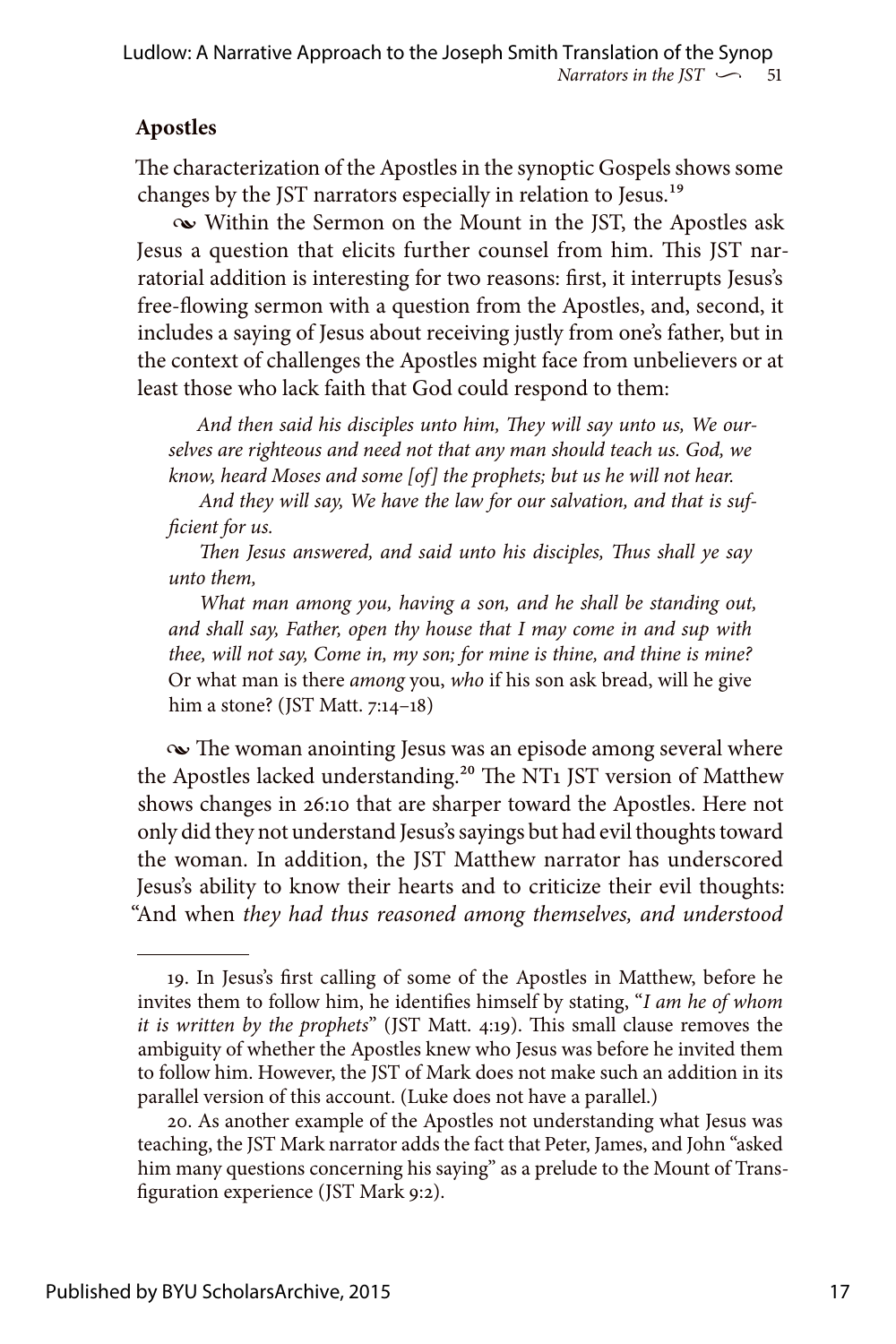### Apostles

The characterization of the Apostles in the synoptic Gospels shows some changes by the JST narrators especially in relation to Jesus.[19]

❧ Within the Sermon on the Mount in the JST, the Apostles ask Jesus a question that elicits further counsel from him. This JST narratorial addition is interesting for two reasons: first, it interrupts Jesus's free-flowing sermon with a question from the Apostles, and, second, it includes a saying of Jesus about receiving justly from one's father, but in the context of challenges the Apostles might face from unbelievers or at least those who lack faith that God could respond to them:

> *And then said his disciples unto him, They will say unto us, We ourselves are righteous and need not that any man should teach us. God, we know, heard Moses and some [of] the prophets; but us he will not hear.*
>
> *And they will say, We have the law for our salvation, and that is sufficient for us.*
>
> *Then Jesus answered, and said unto his disciples, Thus shall ye say unto them,*
>
> *What man among you, having a son, and he shall be standing out, and shall say, Father, open thy house that I may come in and sup with thee, will not say, Come in, my son; for mine is thine, and thine is mine?* Or what man is there *among* you, *who* if his son ask bread, will he give him a stone? (JST Matt. 7:14–18)

❧ The woman anointing Jesus was an episode among several where the Apostles lacked understanding.[20] The NT1 JST version of Matthew shows changes in 26:10 that are sharper toward the Apostles. Here not only did they not understand Jesus's sayings but had evil thoughts toward the woman. In addition, the JST Matthew narrator has underscored Jesus's ability to know their hearts and to criticize their evil thoughts: "And when *they had thus reasoned among themselves, and understood*

---

19. In Jesus's first calling of some of the Apostles in Matthew, before he invites them to follow him, he identifies himself by stating, "*I am he of whom it is written by the prophets*" (JST Matt. 4:19). This small clause removes the ambiguity of whether the Apostles knew who Jesus was before he invited them to follow him. However, the JST of Mark does not make such an addition in its parallel version of this account. (Luke does not have a parallel.)

20. As another example of the Apostles not understanding what Jesus was teaching, the JST Mark narrator adds the fact that Peter, James, and John "asked him many questions concerning his saying" as a prelude to the Mount of Transfiguration experience (JST Mark 9:2).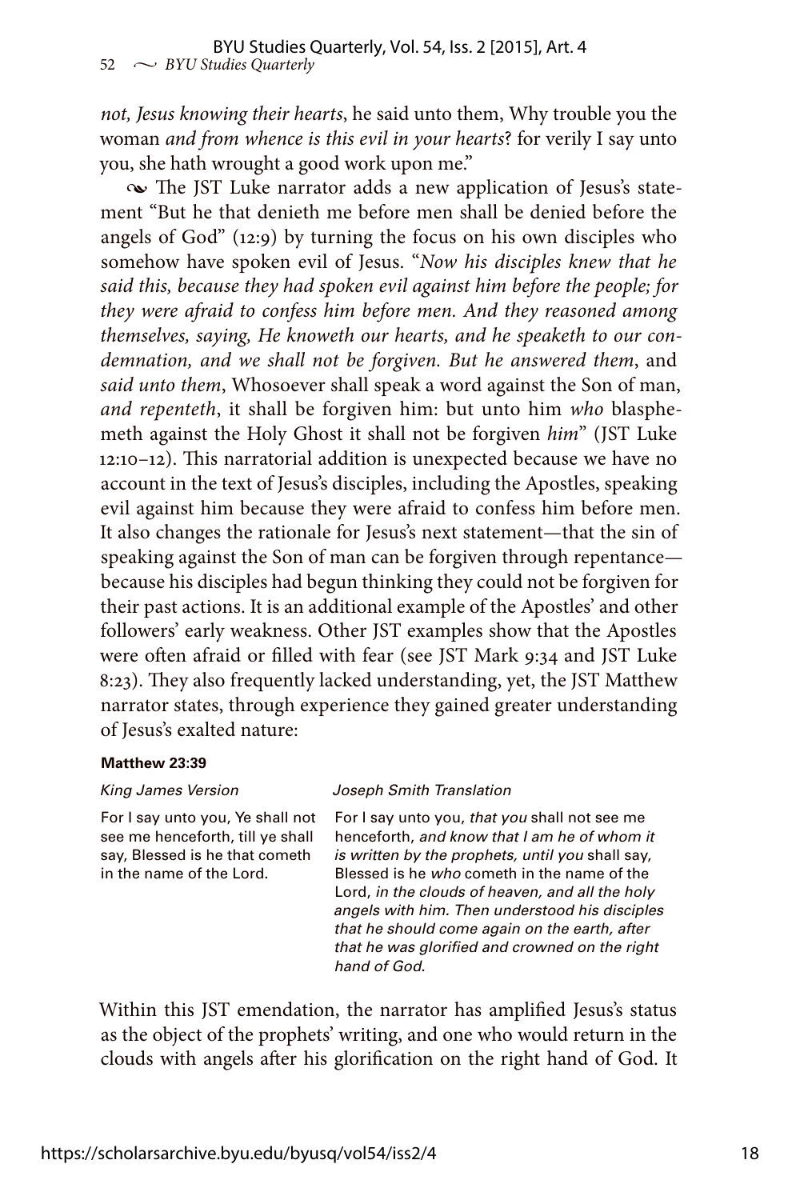*not, Jesus knowing their hearts*, he said unto them, Why trouble you the woman *and from whence is this evil in your hearts*? for verily I say unto you, she hath wrought a good work upon me."

~ The JST Luke narrator adds a new application of Jesus's statement "But he that denieth me before men shall be denied before the angels of God" (12:9) by turning the focus on his own disciples who somehow have spoken evil of Jesus. "*Now his disciples knew that he said this, because they had spoken evil against him before the people; for they were afraid to confess him before men. And they reasoned among themselves, saying, He knoweth our hearts, and he speaketh to our condemnation, and we shall not be forgiven. But he answered them*, and *said unto them*, Whosoever shall speak a word against the Son of man, *and repenteth*, it shall be forgiven him: but unto him *who* blasphemeth against the Holy Ghost it shall not be forgiven *him*" (JST Luke 12:10–12). This narratorial addition is unexpected because we have no account in the text of Jesus's disciples, including the Apostles, speaking evil against him because they were afraid to confess him before men. It also changes the rationale for Jesus's next statement—that the sin of speaking against the Son of man can be forgiven through repentance—because his disciples had begun thinking they could not be forgiven for their past actions. It is an additional example of the Apostles' and other followers' early weakness. Other JST examples show that the Apostles were often afraid or filled with fear (see JST Mark 9:34 and JST Luke 8:23). They also frequently lacked understanding, yet, the JST Matthew narrator states, through experience they gained greater understanding of Jesus's exalted nature:

**Matthew 23:39**

| *King James Version* | *Joseph Smith Translation* |
| --- | --- |
| For I say unto you, Ye shall not see me henceforth, till ye shall say, Blessed is he that cometh in the name of the Lord. | For I say unto you, *that you* shall not see me henceforth, *and know that I am he of whom it is written by the prophets, until you* shall say, Blessed is he *who* cometh in the name of the Lord, *in the clouds of heaven, and all the holy angels with him. Then understood his disciples that he should come again on the earth, after that he was glorified and crowned on the right hand of God.* |

Within this JST emendation, the narrator has amplified Jesus's status as the object of the prophets' writing, and one who would return in the clouds with angels after his glorification on the right hand of God. It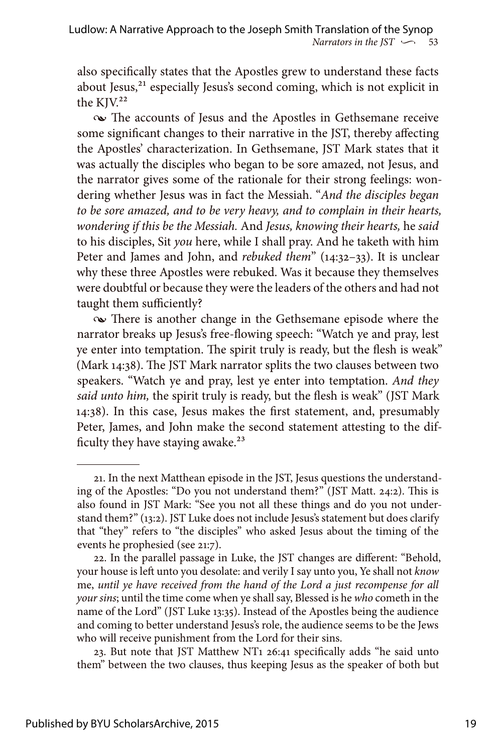also specifically states that the Apostles grew to understand these facts about Jesus,[21] especially Jesus's second coming, which is not explicit in the KJV.[22]

❧ The accounts of Jesus and the Apostles in Gethsemane receive some significant changes to their narrative in the JST, thereby affecting the Apostles' characterization. In Gethsemane, JST Mark states that it was actually the disciples who began to be sore amazed, not Jesus, and the narrator gives some of the rationale for their strong feelings: wondering whether Jesus was in fact the Messiah. "*And the disciples began to be sore amazed, and to be very heavy, and to complain in their hearts, wondering if this be the Messiah.* And *Jesus, knowing their hearts,* he *said* to his disciples, Sit *you* here, while I shall pray. And he taketh with him Peter and James and John, and *rebuked them*" (14:32–33). It is unclear why these three Apostles were rebuked. Was it because they themselves were doubtful or because they were the leaders of the others and had not taught them sufficiently?

❧ There is another change in the Gethsemane episode where the narrator breaks up Jesus's free-flowing speech: "Watch ye and pray, lest ye enter into temptation. The spirit truly is ready, but the flesh is weak" (Mark 14:38). The JST Mark narrator splits the two clauses between two speakers. "Watch ye and pray, lest ye enter into temptation. *And they said unto him,* the spirit truly is ready, but the flesh is weak" (JST Mark 14:38). In this case, Jesus makes the first statement, and, presumably Peter, James, and John make the second statement attesting to the difficulty they have staying awake.[23]

---

21. In the next Matthean episode in the JST, Jesus questions the understanding of the Apostles: "Do you not understand them?" (JST Matt. 24:2). This is also found in JST Mark: "See you not all these things and do you not understand them?" (13:2). JST Luke does not include Jesus's statement but does clarify that "they" refers to "the disciples" who asked Jesus about the timing of the events he prophesied (see 21:7).

22. In the parallel passage in Luke, the JST changes are different: "Behold, your house is left unto you desolate: and verily I say unto you, Ye shall not *know* me, *until ye have received from the hand of the Lord a just recompense for all your sins*; until the time come when ye shall say, Blessed is he *who* cometh in the name of the Lord" (JST Luke 13:35). Instead of the Apostles being the audience and coming to better understand Jesus's role, the audience seems to be the Jews who will receive punishment from the Lord for their sins.

23. But note that JST Matthew NT1 26:41 specifically adds "he said unto them" between the two clauses, thus keeping Jesus as the speaker of both but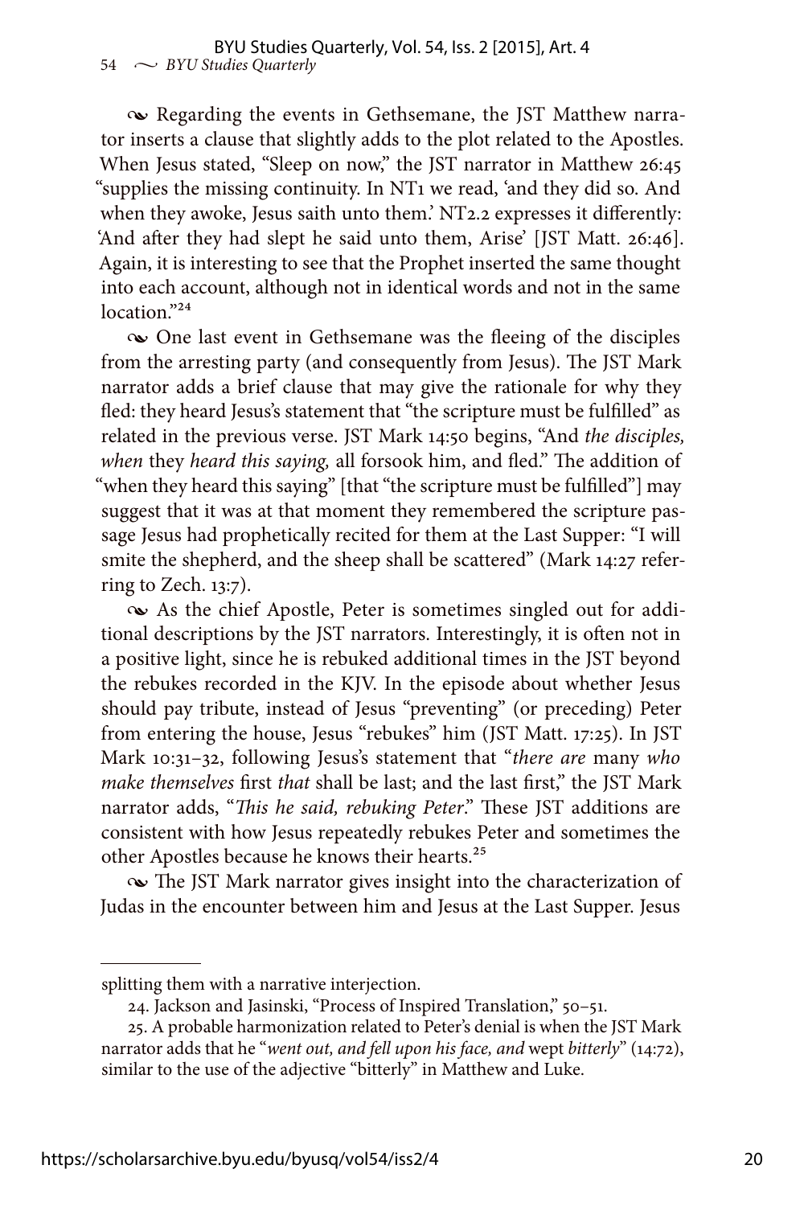⁓ Regarding the events in Gethsemane, the JST Matthew narrator inserts a clause that slightly adds to the plot related to the Apostles. When Jesus stated, "Sleep on now," the JST narrator in Matthew 26:45 "supplies the missing continuity. In NT1 we read, 'and they did so. And when they awoke, Jesus saith unto them.' NT2.2 expresses it differently: 'And after they had slept he said unto them, Arise' [JST Matt. 26:46]. Again, it is interesting to see that the Prophet inserted the same thought into each account, although not in identical words and not in the same location."[24]

⁓ One last event in Gethsemane was the fleeing of the disciples from the arresting party (and consequently from Jesus). The JST Mark narrator adds a brief clause that may give the rationale for why they fled: they heard Jesus's statement that "the scripture must be fulfilled" as related in the previous verse. JST Mark 14:50 begins, "And *the disciples, when* they *heard this saying,* all forsook him, and fled." The addition of "when they heard this saying" [that "the scripture must be fulfilled"] may suggest that it was at that moment they remembered the scripture passage Jesus had prophetically recited for them at the Last Supper: "I will smite the shepherd, and the sheep shall be scattered" (Mark 14:27 referring to Zech. 13:7).

⁓ As the chief Apostle, Peter is sometimes singled out for additional descriptions by the JST narrators. Interestingly, it is often not in a positive light, since he is rebuked additional times in the JST beyond the rebukes recorded in the KJV. In the episode about whether Jesus should pay tribute, instead of Jesus "preventing" (or preceding) Peter from entering the house, Jesus "rebukes" him (JST Matt. 17:25). In JST Mark 10:31–32, following Jesus's statement that "*there are* many *who make themselves* first *that* shall be last; and the last first," the JST Mark narrator adds, "*This he said, rebuking Peter*." These JST additions are consistent with how Jesus repeatedly rebukes Peter and sometimes the other Apostles because he knows their hearts.[25]

⁓ The JST Mark narrator gives insight into the characterization of Judas in the encounter between him and Jesus at the Last Supper. Jesus

---

splitting them with a narrative interjection.

24. Jackson and Jasinski, "Process of Inspired Translation," 50–51.

25. A probable harmonization related to Peter's denial is when the JST Mark narrator adds that he "*went out, and fell upon his face, and* wept *bitterly*" (14:72), similar to the use of the adjective "bitterly" in Matthew and Luke.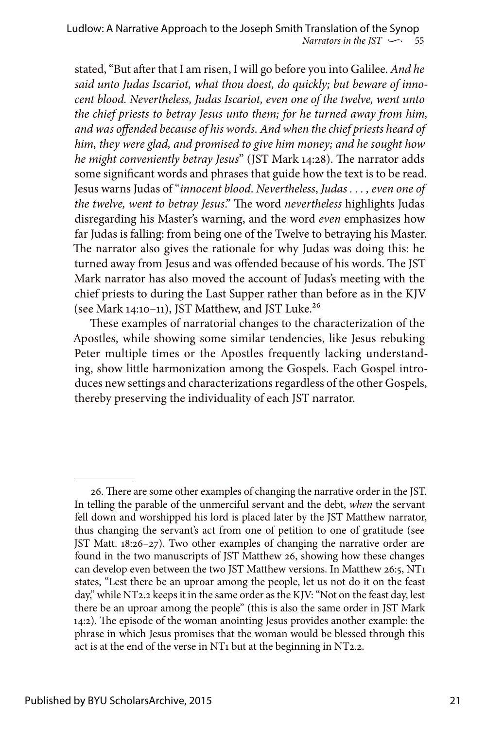stated, "But after that I am risen, I will go before you into Galilee. *And he said unto Judas Iscariot, what thou doest, do quickly; but beware of innocent blood. Nevertheless, Judas Iscariot, even one of the twelve, went unto the chief priests to betray Jesus unto them; for he turned away from him, and was offended because of his words. And when the chief priests heard of him, they were glad, and promised to give him money; and he sought how he might conveniently betray Jesus*" (JST Mark 14:28). The narrator adds some significant words and phrases that guide how the text is to be read. Jesus warns Judas of "*innocent blood*. *Nevertheless*, *Judas . . . , even one of the twelve, went to betray Jesus*." The word *nevertheless* highlights Judas disregarding his Master's warning, and the word *even* emphasizes how far Judas is falling: from being one of the Twelve to betraying his Master. The narrator also gives the rationale for why Judas was doing this: he turned away from Jesus and was offended because of his words. The JST Mark narrator has also moved the account of Judas's meeting with the chief priests to during the Last Supper rather than before as in the KJV (see Mark 14:10–11), JST Matthew, and JST Luke.[26]

These examples of narratorial changes to the characterization of the Apostles, while showing some similar tendencies, like Jesus rebuking Peter multiple times or the Apostles frequently lacking understanding, show little harmonization among the Gospels. Each Gospel introduces new settings and characterizations regardless of the other Gospels, thereby preserving the individuality of each JST narrator.

---

26. There are some other examples of changing the narrative order in the JST. In telling the parable of the unmerciful servant and the debt, *when* the servant fell down and worshipped his lord is placed later by the JST Matthew narrator, thus changing the servant's act from one of petition to one of gratitude (see JST Matt. 18:26–27). Two other examples of changing the narrative order are found in the two manuscripts of JST Matthew 26, showing how these changes can develop even between the two JST Matthew versions. In Matthew 26:5, NT1 states, "Lest there be an uproar among the people, let us not do it on the feast day," while NT2.2 keeps it in the same order as the KJV: "Not on the feast day, lest there be an uproar among the people" (this is also the same order in JST Mark 14:2). The episode of the woman anointing Jesus provides another example: the phrase in which Jesus promises that the woman would be blessed through this act is at the end of the verse in NT1 but at the beginning in NT2.2.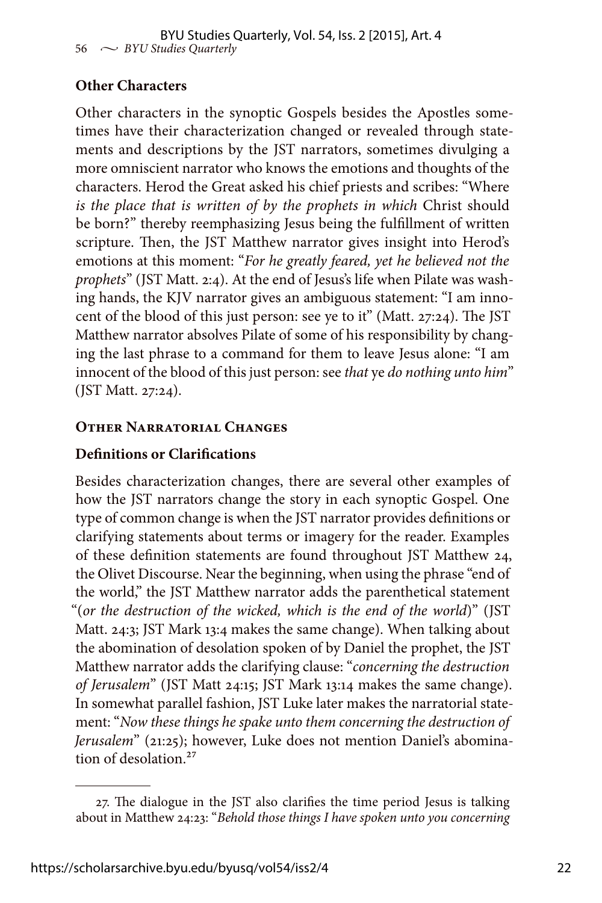### Other Characters

Other characters in the synoptic Gospels besides the Apostles sometimes have their characterization changed or revealed through statements and descriptions by the JST narrators, sometimes divulging a more omniscient narrator who knows the emotions and thoughts of the characters. Herod the Great asked his chief priests and scribes: "Where *is the place that is written of by the prophets in which* Christ should be born?" thereby reemphasizing Jesus being the fulfillment of written scripture. Then, the JST Matthew narrator gives insight into Herod's emotions at this moment: "*For he greatly feared, yet he believed not the prophets*" (JST Matt. 2:4). At the end of Jesus's life when Pilate was washing hands, the KJV narrator gives an ambiguous statement: "I am innocent of the blood of this just person: see ye to it" (Matt. 27:24). The JST Matthew narrator absolves Pilate of some of his responsibility by changing the last phrase to a command for them to leave Jesus alone: "I am innocent of the blood of this just person: see *that* ye *do nothing unto him*" (JST Matt. 27:24).

## Other Narratorial Changes

### Definitions or Clarifications

Besides characterization changes, there are several other examples of how the JST narrators change the story in each synoptic Gospel. One type of common change is when the JST narrator provides definitions or clarifying statements about terms or imagery for the reader. Examples of these definition statements are found throughout JST Matthew 24, the Olivet Discourse. Near the beginning, when using the phrase "end of the world," the JST Matthew narrator adds the parenthetical statement "(*or the destruction of the wicked, which is the end of the world*)" (JST Matt. 24:3; JST Mark 13:4 makes the same change). When talking about the abomination of desolation spoken of by Daniel the prophet, the JST Matthew narrator adds the clarifying clause: "*concerning the destruction of Jerusalem*" (JST Matt 24:15; JST Mark 13:14 makes the same change). In somewhat parallel fashion, JST Luke later makes the narratorial statement: "*Now these things he spake unto them concerning the destruction of Jerusalem*" (21:25); however, Luke does not mention Daniel's abomination of desolation.[27]

---

27. The dialogue in the JST also clarifies the time period Jesus is talking about in Matthew 24:23: "*Behold those things I have spoken unto you concerning*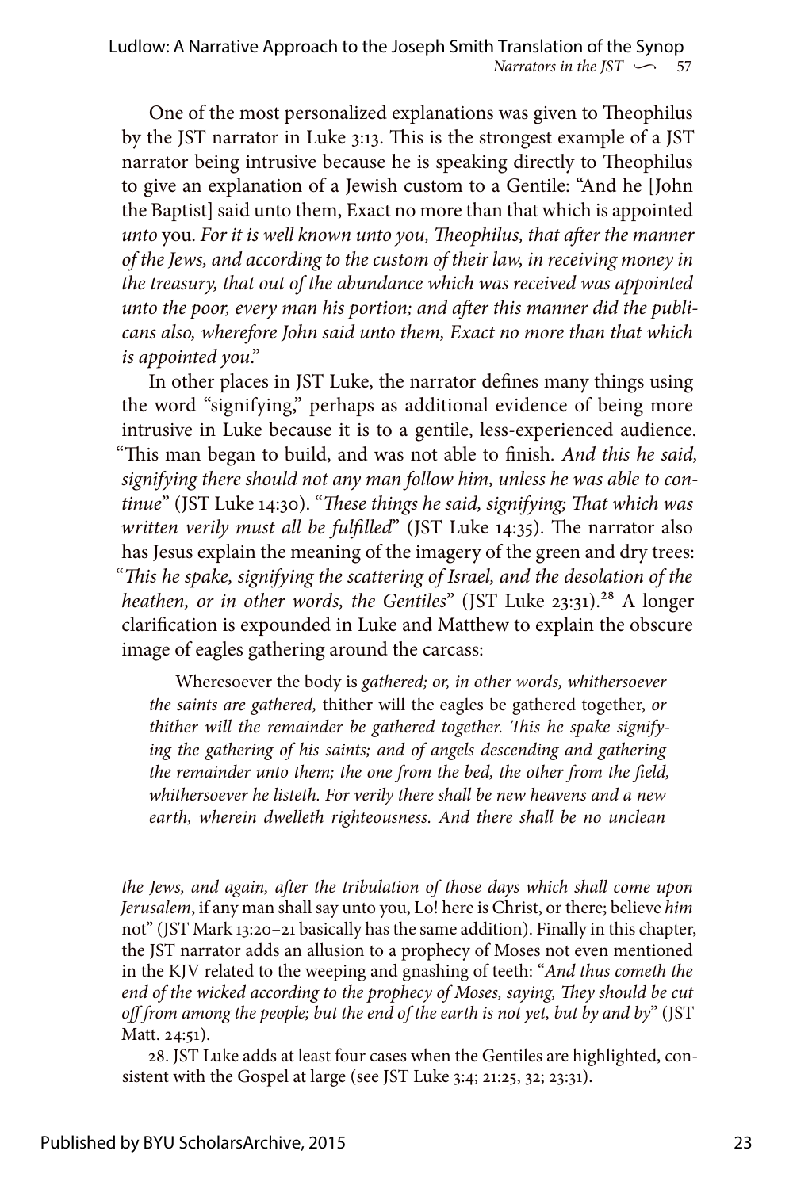One of the most personalized explanations was given to Theophilus by the JST narrator in Luke 3:13. This is the strongest example of a JST narrator being intrusive because he is speaking directly to Theophilus to give an explanation of a Jewish custom to a Gentile: "And he [John the Baptist] said unto them, Exact no more than that which is appointed *unto* you. *For it is well known unto you, Theophilus, that after the manner of the Jews, and according to the custom of their law, in receiving money in the treasury, that out of the abundance which was received was appointed unto the poor, every man his portion; and after this manner did the publicans also, wherefore John said unto them, Exact no more than that which is appointed you*."

In other places in JST Luke, the narrator defines many things using the word "signifying," perhaps as additional evidence of being more intrusive in Luke because it is to a gentile, less-experienced audience. "This man began to build, and was not able to finish. *And this he said, signifying there should not any man follow him, unless he was able to continue*" (JST Luke 14:30). "*These things he said, signifying; That which was written verily must all be fulfilled*" (JST Luke 14:35). The narrator also has Jesus explain the meaning of the imagery of the green and dry trees: "*This he spake, signifying the scattering of Israel, and the desolation of the heathen, or in other words, the Gentiles*" (JST Luke 23:31).[28] A longer clarification is expounded in Luke and Matthew to explain the obscure image of eagles gathering around the carcass:

> Wheresoever the body is *gathered; or, in other words, whithersoever the saints are gathered,* thither will the eagles be gathered together, *or thither will the remainder be gathered together. This he spake signifying the gathering of his saints; and of angels descending and gathering the remainder unto them; the one from the bed, the other from the field, whithersoever he listeth. For verily there shall be new heavens and a new earth, wherein dwelleth righteousness. And there shall be no unclean*

---

*the Jews, and again, after the tribulation of those days which shall come upon Jerusalem*, if any man shall say unto you, Lo! here is Christ, or there; believe *him* not" (JST Mark 13:20–21 basically has the same addition). Finally in this chapter, the JST narrator adds an allusion to a prophecy of Moses not even mentioned in the KJV related to the weeping and gnashing of teeth: "*And thus cometh the end of the wicked according to the prophecy of Moses, saying, They should be cut off from among the people; but the end of the earth is not yet, but by and by*" (JST Matt. 24:51).

28. JST Luke adds at least four cases when the Gentiles are highlighted, consistent with the Gospel at large (see JST Luke 3:4; 21:25, 32; 23:31).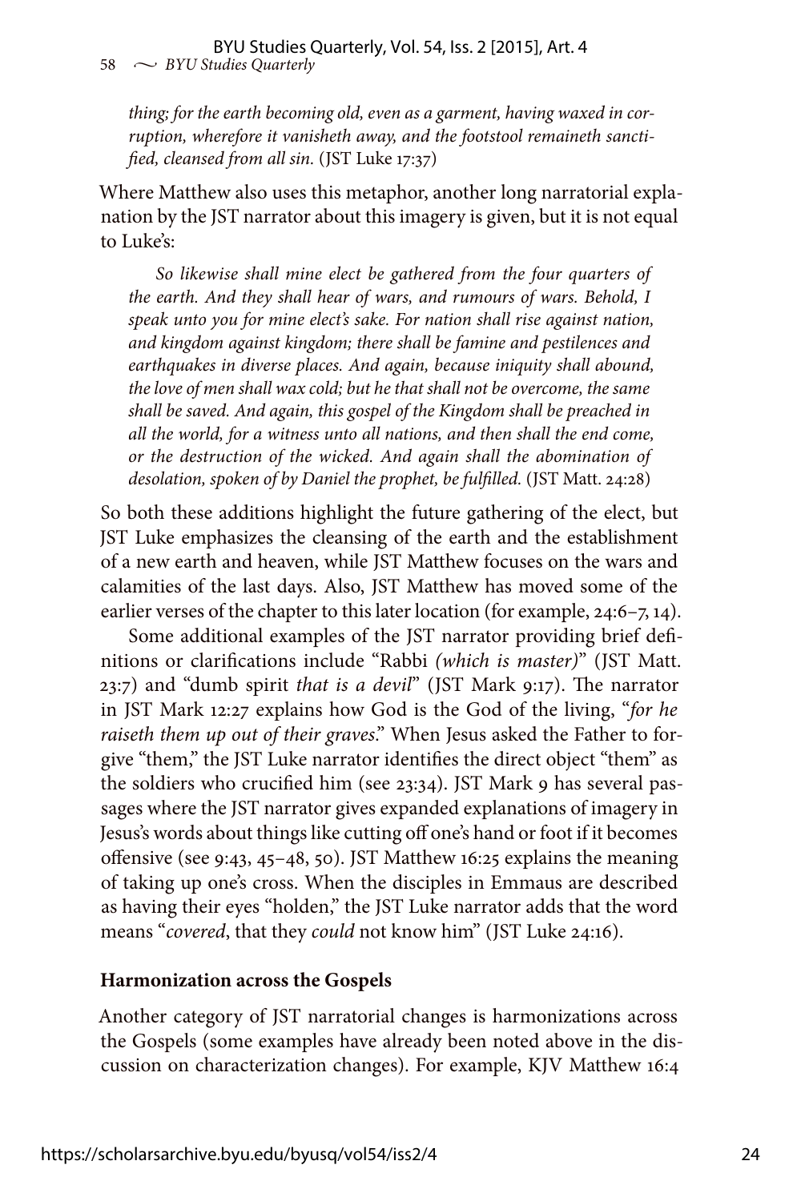*thing; for the earth becoming old, even as a garment, having waxed in corruption, wherefore it vanisheth away, and the footstool remaineth sanctified, cleansed from all sin.* (JST Luke 17:37)

Where Matthew also uses this metaphor, another long narratorial explanation by the JST narrator about this imagery is given, but it is not equal to Luke's:

> *So likewise shall mine elect be gathered from the four quarters of the earth. And they shall hear of wars, and rumours of wars. Behold, I speak unto you for mine elect's sake. For nation shall rise against nation, and kingdom against kingdom; there shall be famine and pestilences and earthquakes in diverse places. And again, because iniquity shall abound, the love of men shall wax cold; but he that shall not be overcome, the same shall be saved. And again, this gospel of the Kingdom shall be preached in all the world, for a witness unto all nations, and then shall the end come, or the destruction of the wicked. And again shall the abomination of desolation, spoken of by Daniel the prophet, be fulfilled.* (JST Matt. 24:28)

So both these additions highlight the future gathering of the elect, but JST Luke emphasizes the cleansing of the earth and the establishment of a new earth and heaven, while JST Matthew focuses on the wars and calamities of the last days. Also, JST Matthew has moved some of the earlier verses of the chapter to this later location (for example, 24:6–7, 14).

Some additional examples of the JST narrator providing brief definitions or clarifications include "Rabbi *(which is master)*" (JST Matt. 23:7) and "dumb spirit *that is a devil*" (JST Mark 9:17). The narrator in JST Mark 12:27 explains how God is the God of the living, "*for he raiseth them up out of their graves*." When Jesus asked the Father to forgive "them," the JST Luke narrator identifies the direct object "them" as the soldiers who crucified him (see 23:34). JST Mark 9 has several passages where the JST narrator gives expanded explanations of imagery in Jesus's words about things like cutting off one's hand or foot if it becomes offensive (see 9:43, 45–48, 50). JST Matthew 16:25 explains the meaning of taking up one's cross. When the disciples in Emmaus are described as having their eyes "holden," the JST Luke narrator adds that the word means "*covered*, that they *could* not know him" (JST Luke 24:16).

**Harmonization across the Gospels**

Another category of JST narratorial changes is harmonizations across the Gospels (some examples have already been noted above in the discussion on characterization changes). For example, KJV Matthew 16:4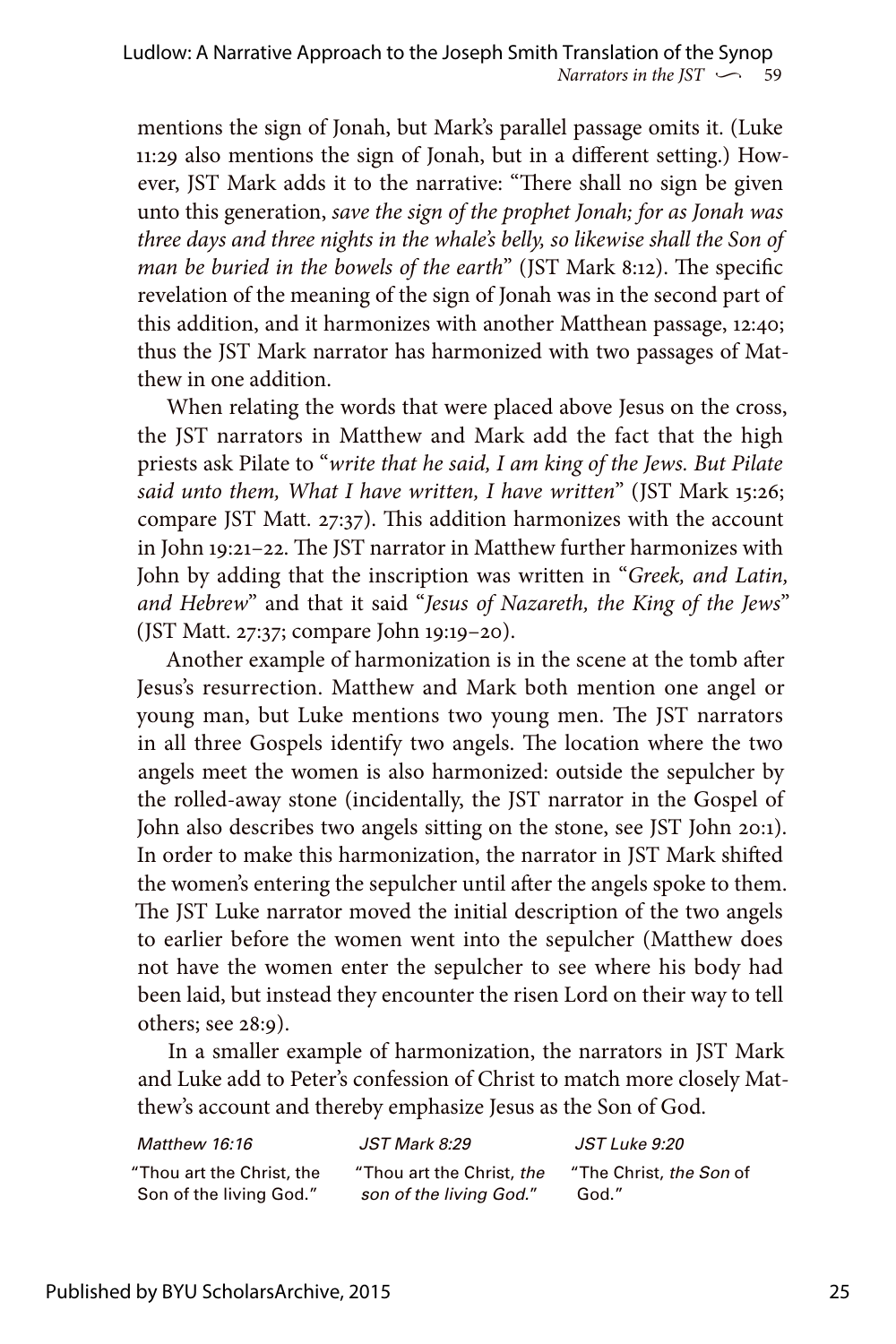mentions the sign of Jonah, but Mark's parallel passage omits it. (Luke 11:29 also mentions the sign of Jonah, but in a different setting.) However, JST Mark adds it to the narrative: "There shall no sign be given unto this generation, *save the sign of the prophet Jonah; for as Jonah was three days and three nights in the whale's belly, so likewise shall the Son of man be buried in the bowels of the earth*" (JST Mark 8:12). The specific revelation of the meaning of the sign of Jonah was in the second part of this addition, and it harmonizes with another Matthean passage, 12:40; thus the JST Mark narrator has harmonized with two passages of Matthew in one addition.

When relating the words that were placed above Jesus on the cross, the JST narrators in Matthew and Mark add the fact that the high priests ask Pilate to "*write that he said, I am king of the Jews. But Pilate said unto them, What I have written, I have written*" (JST Mark 15:26; compare JST Matt. 27:37). This addition harmonizes with the account in John 19:21–22. The JST narrator in Matthew further harmonizes with John by adding that the inscription was written in "*Greek, and Latin, and Hebrew*" and that it said "*Jesus of Nazareth, the King of the Jews*" (JST Matt. 27:37; compare John 19:19–20).

Another example of harmonization is in the scene at the tomb after Jesus's resurrection. Matthew and Mark both mention one angel or young man, but Luke mentions two young men. The JST narrators in all three Gospels identify two angels. The location where the two angels meet the women is also harmonized: outside the sepulcher by the rolled-away stone (incidentally, the JST narrator in the Gospel of John also describes two angels sitting on the stone, see JST John 20:1). In order to make this harmonization, the narrator in JST Mark shifted the women's entering the sepulcher until after the angels spoke to them. The JST Luke narrator moved the initial description of the two angels to earlier before the women went into the sepulcher (Matthew does not have the women enter the sepulcher to see where his body had been laid, but instead they encounter the risen Lord on their way to tell others; see 28:9).

In a smaller example of harmonization, the narrators in JST Mark and Luke add to Peter's confession of Christ to match more closely Matthew's account and thereby emphasize Jesus as the Son of God.

| *Matthew 16:16* | *JST Mark 8:29* | *JST Luke 9:20* |
|---|---|---|
| "Thou art the Christ, the Son of the living God." | "Thou art the Christ, *the son of the living God*." | "The Christ, *the Son* of God." |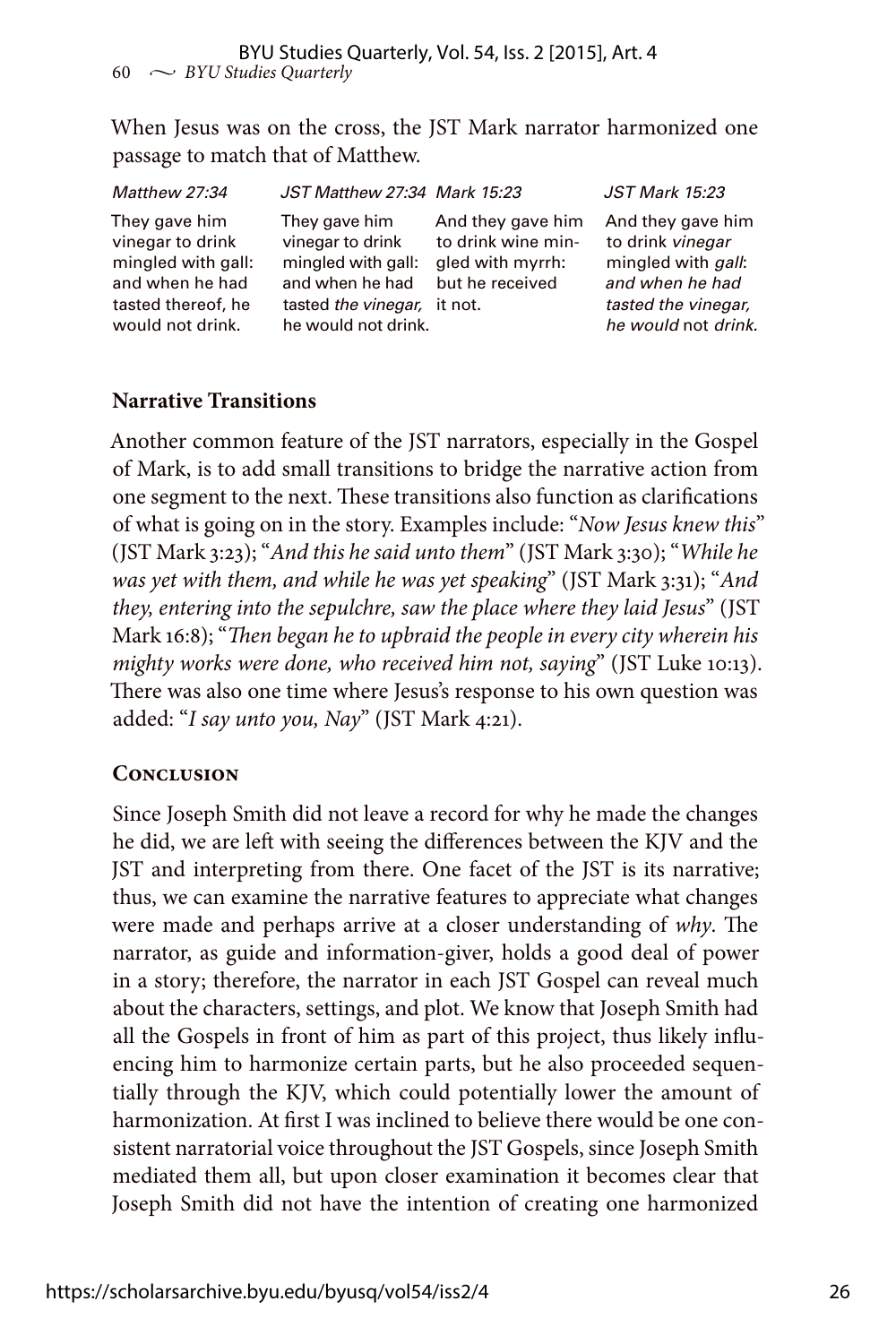When Jesus was on the cross, the JST Mark narrator harmonized one passage to match that of Matthew.

| *Matthew 27:34* | *JST Matthew 27:34* | *Mark 15:23* | *JST Mark 15:23* |
| --- | --- | --- | --- |
| They gave him vinegar to drink mingled with gall: and when he had tasted thereof, he would not drink. | They gave him vinegar to drink mingled with gall: and when he had tasted *the vinegar,* he would not drink. | And they gave him to drink wine mingled with myrrh: but he received it not. | And they gave him to drink *vinegar* mingled with *gall*: *and when he had tasted the vinegar, he would* not *drink.* |

### Narrative Transitions

Another common feature of the JST narrators, especially in the Gospel of Mark, is to add small transitions to bridge the narrative action from one segment to the next. These transitions also function as clarifications of what is going on in the story. Examples include: "*Now Jesus knew this*" (JST Mark 3:23); "*And this he said unto them*" (JST Mark 3:30); "*While he was yet with them, and while he was yet speaking*" (JST Mark 3:31); "*And they, entering into the sepulchre, saw the place where they laid Jesus*" (JST Mark 16:8); "*Then began he to upbraid the people in every city wherein his mighty works were done, who received him not, saying*" (JST Luke 10:13). There was also one time where Jesus's response to his own question was added: "*I say unto you, Nay*" (JST Mark 4:21).

## Conclusion

Since Joseph Smith did not leave a record for why he made the changes he did, we are left with seeing the differences between the KJV and the JST and interpreting from there. One facet of the JST is its narrative; thus, we can examine the narrative features to appreciate what changes were made and perhaps arrive at a closer understanding of *why*. The narrator, as guide and information-giver, holds a good deal of power in a story; therefore, the narrator in each JST Gospel can reveal much about the characters, settings, and plot. We know that Joseph Smith had all the Gospels in front of him as part of this project, thus likely influencing him to harmonize certain parts, but he also proceeded sequentially through the KJV, which could potentially lower the amount of harmonization. At first I was inclined to believe there would be one consistent narratorial voice throughout the JST Gospels, since Joseph Smith mediated them all, but upon closer examination it becomes clear that Joseph Smith did not have the intention of creating one harmonized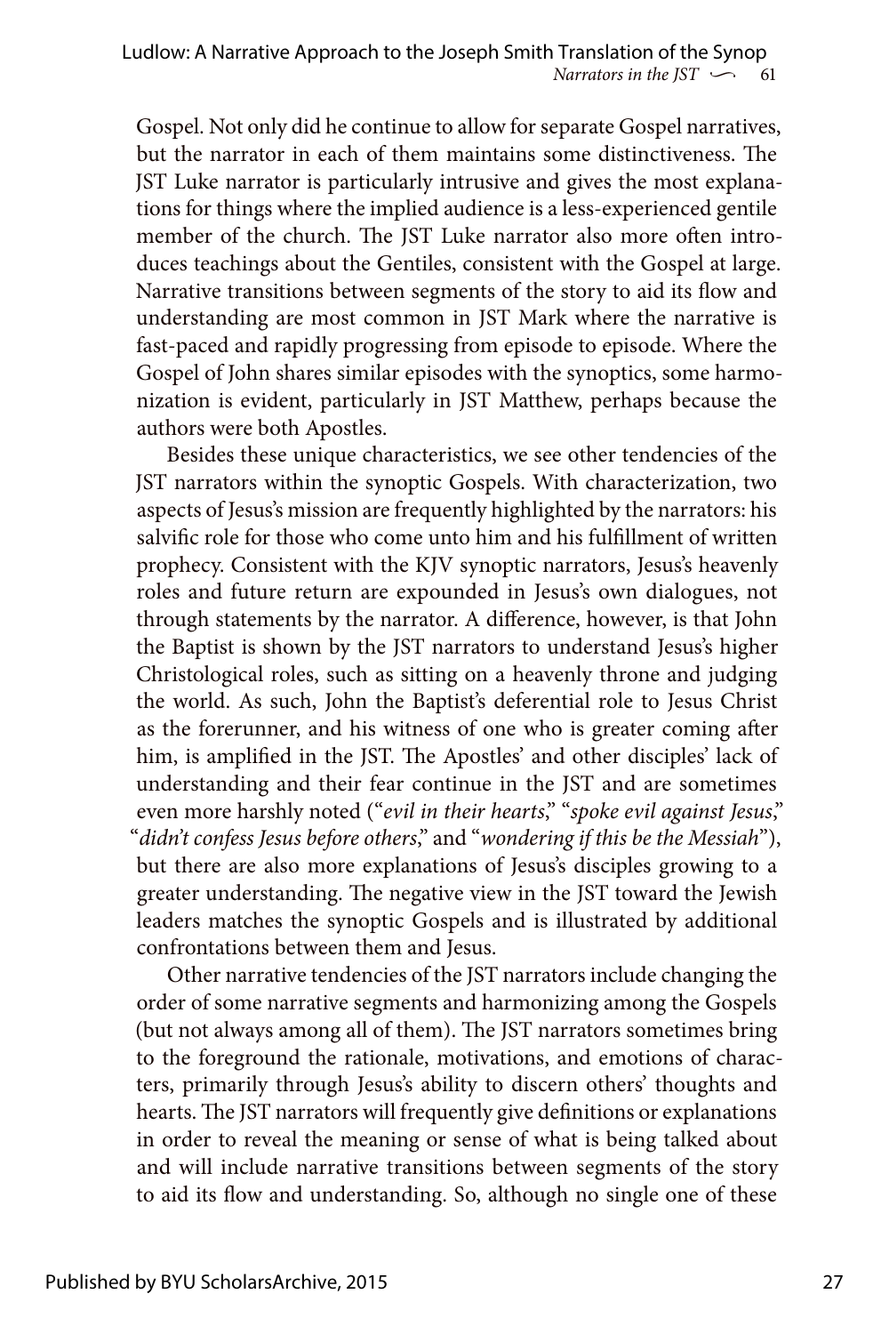Gospel. Not only did he continue to allow for separate Gospel narratives, but the narrator in each of them maintains some distinctiveness. The JST Luke narrator is particularly intrusive and gives the most explanations for things where the implied audience is a less-experienced gentile member of the church. The JST Luke narrator also more often introduces teachings about the Gentiles, consistent with the Gospel at large. Narrative transitions between segments of the story to aid its flow and understanding are most common in JST Mark where the narrative is fast-paced and rapidly progressing from episode to episode. Where the Gospel of John shares similar episodes with the synoptics, some harmonization is evident, particularly in JST Matthew, perhaps because the authors were both Apostles.

Besides these unique characteristics, we see other tendencies of the JST narrators within the synoptic Gospels. With characterization, two aspects of Jesus's mission are frequently highlighted by the narrators: his salvific role for those who come unto him and his fulfillment of written prophecy. Consistent with the KJV synoptic narrators, Jesus's heavenly roles and future return are expounded in Jesus's own dialogues, not through statements by the narrator. A difference, however, is that John the Baptist is shown by the JST narrators to understand Jesus's higher Christological roles, such as sitting on a heavenly throne and judging the world. As such, John the Baptist's deferential role to Jesus Christ as the forerunner, and his witness of one who is greater coming after him, is amplified in the JST. The Apostles' and other disciples' lack of understanding and their fear continue in the JST and are sometimes even more harshly noted ("*evil in their hearts*," "*spoke evil against Jesus*," "*didn't confess Jesus before others*," and "*wondering if this be the Messiah*"), but there are also more explanations of Jesus's disciples growing to a greater understanding. The negative view in the JST toward the Jewish leaders matches the synoptic Gospels and is illustrated by additional confrontations between them and Jesus.

Other narrative tendencies of the JST narrators include changing the order of some narrative segments and harmonizing among the Gospels (but not always among all of them). The JST narrators sometimes bring to the foreground the rationale, motivations, and emotions of characters, primarily through Jesus's ability to discern others' thoughts and hearts. The JST narrators will frequently give definitions or explanations in order to reveal the meaning or sense of what is being talked about and will include narrative transitions between segments of the story to aid its flow and understanding. So, although no single one of these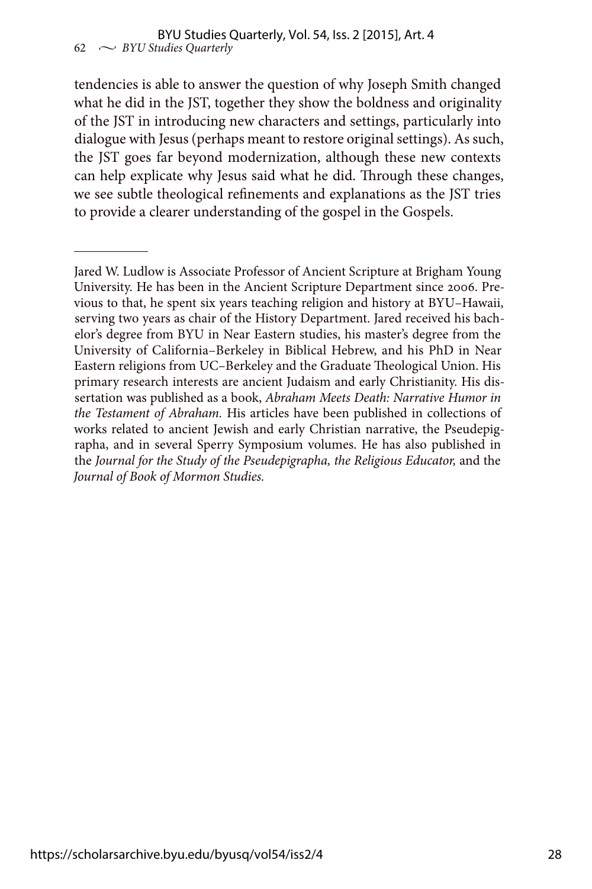tendencies is able to answer the question of why Joseph Smith changed what he did in the JST, together they show the boldness and originality of the JST in introducing new characters and settings, particularly into dialogue with Jesus (perhaps meant to restore original settings). As such, the JST goes far beyond modernization, although these new contexts can help explicate why Jesus said what he did. Through these changes, we see subtle theological refinements and explanations as the JST tries to provide a clearer understanding of the gospel in the Gospels.

---

Jared W. Ludlow is Associate Professor of Ancient Scripture at Brigham Young University. He has been in the Ancient Scripture Department since 2006. Previous to that, he spent six years teaching religion and history at BYU–Hawaii, serving two years as chair of the History Department. Jared received his bachelor's degree from BYU in Near Eastern studies, his master's degree from the University of California–Berkeley in Biblical Hebrew, and his PhD in Near Eastern religions from UC–Berkeley and the Graduate Theological Union. His primary research interests are ancient Judaism and early Christianity. His dissertation was published as a book, *Abraham Meets Death: Narrative Humor in the Testament of Abraham.* His articles have been published in collections of works related to ancient Jewish and early Christian narrative, the Pseudepigrapha, and in several Sperry Symposium volumes. He has also published in the *Journal for the Study of the Pseudepigrapha, the Religious Educator,* and the *Journal of Book of Mormon Studies.*